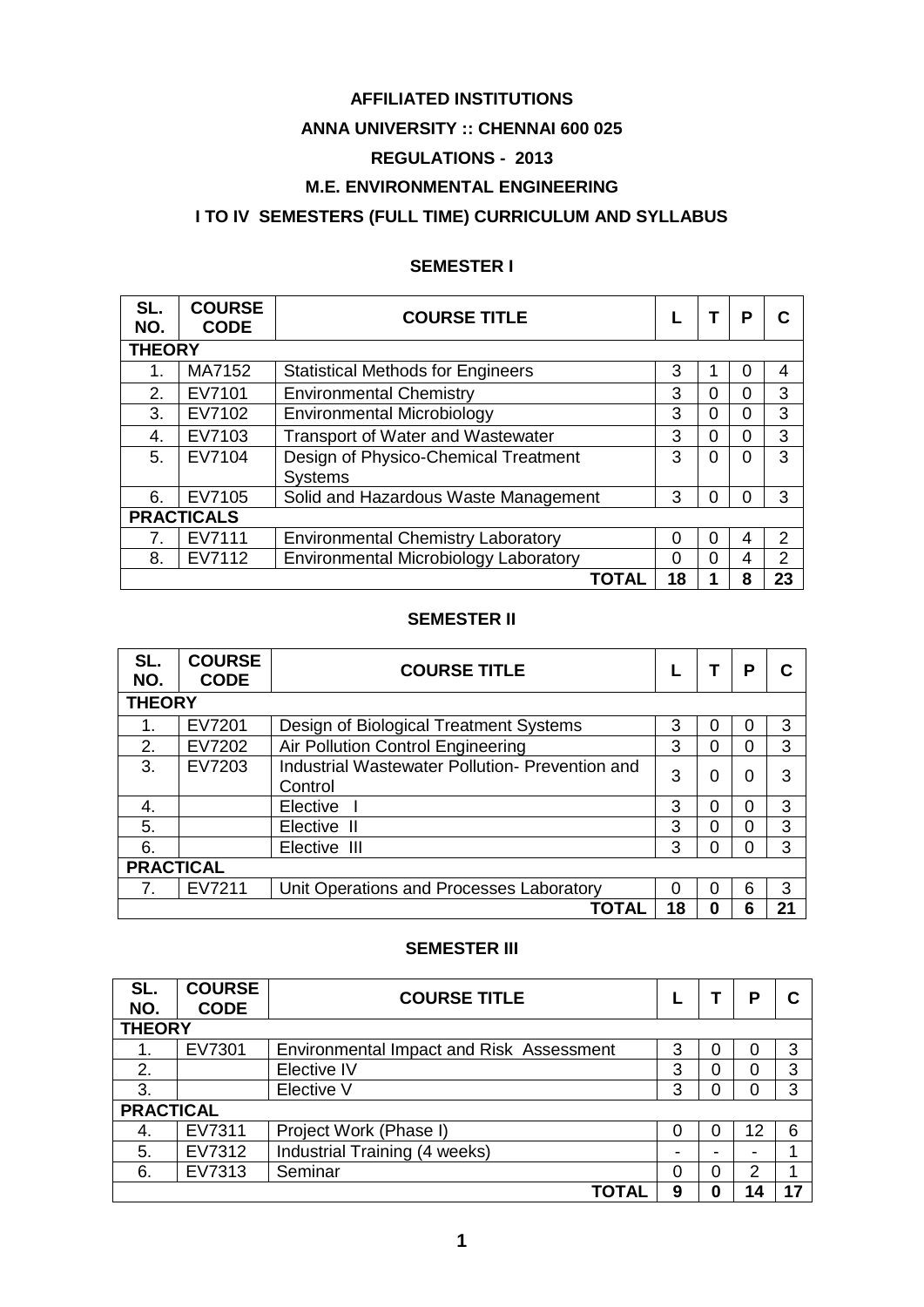**AFFILIATED INSTITUTIONS**

**ANNA UNIVERSITY :: CHENNAI 600 025**

**REGULATIONS - 2013**

**M.E. ENVIRONMENTAL ENGINEERING**

**I TO IV SEMESTERS (FULL TIME) CURRICULUM AND SYLLABUS**

## SEMESTER I

| SL. NO. | COURSE CODE | COURSE TITLE | L | T | P | C |
|---|---|---|---|---|---|---|
| **THEORY** | | | | | | |
| 1. | MA7152 | Statistical Methods for Engineers | 3 | 1 | 0 | 4 |
| 2. | EV7101 | Environmental Chemistry | 3 | 0 | 0 | 3 |
| 3. | EV7102 | Environmental Microbiology | 3 | 0 | 0 | 3 |
| 4. | EV7103 | Transport of Water and Wastewater | 3 | 0 | 0 | 3 |
| 5. | EV7104 | Design of Physico-Chemical Treatment Systems | 3 | 0 | 0 | 3 |
| 6. | EV7105 | Solid and Hazardous Waste Management | 3 | 0 | 0 | 3 |
| **PRACTICALS** | | | | | | |
| 7. | EV7111 | Environmental Chemistry Laboratory | 0 | 0 | 4 | 2 |
| 8. | EV7112 | Environmental Microbiology Laboratory | 0 | 0 | 4 | 2 |
| | | **TOTAL** | **18** | **1** | **8** | **23** |

## SEMESTER II

| SL. NO. | COURSE CODE | COURSE TITLE | L | T | P | C |
|---|---|---|---|---|---|---|
| **THEORY** | | | | | | |
| 1. | EV7201 | Design of Biological Treatment Systems | 3 | 0 | 0 | 3 |
| 2. | EV7202 | Air Pollution Control Engineering | 3 | 0 | 0 | 3 |
| 3. | EV7203 | Industrial Wastewater Pollution- Prevention and Control | 3 | 0 | 0 | 3 |
| 4. | | Elective I | 3 | 0 | 0 | 3 |
| 5. | | Elective II | 3 | 0 | 0 | 3 |
| 6. | | Elective III | 3 | 0 | 0 | 3 |
| **PRACTICAL** | | | | | | |
| 7. | EV7211 | Unit Operations and Processes Laboratory | 0 | 0 | 6 | 3 |
| | | **TOTAL** | **18** | **0** | **6** | **21** |

## SEMESTER III

| SL. NO. | COURSE CODE | COURSE TITLE | L | T | P | C |
|---|---|---|---|---|---|---|
| **THEORY** | | | | | | |
| 1. | EV7301 | Environmental Impact and Risk Assessment | 3 | 0 | 0 | 3 |
| 2. | | Elective IV | 3 | 0 | 0 | 3 |
| 3. | | Elective V | 3 | 0 | 0 | 3 |
| **PRACTICAL** | | | | | | |
| 4. | EV7311 | Project Work (Phase I) | 0 | 0 | 12 | 6 |
| 5. | EV7312 | Industrial Training (4 weeks) | - | - | - | 1 |
| 6. | EV7313 | Seminar | 0 | 0 | 2 | 1 |
| | | **TOTAL** | **9** | **0** | **14** | **17** |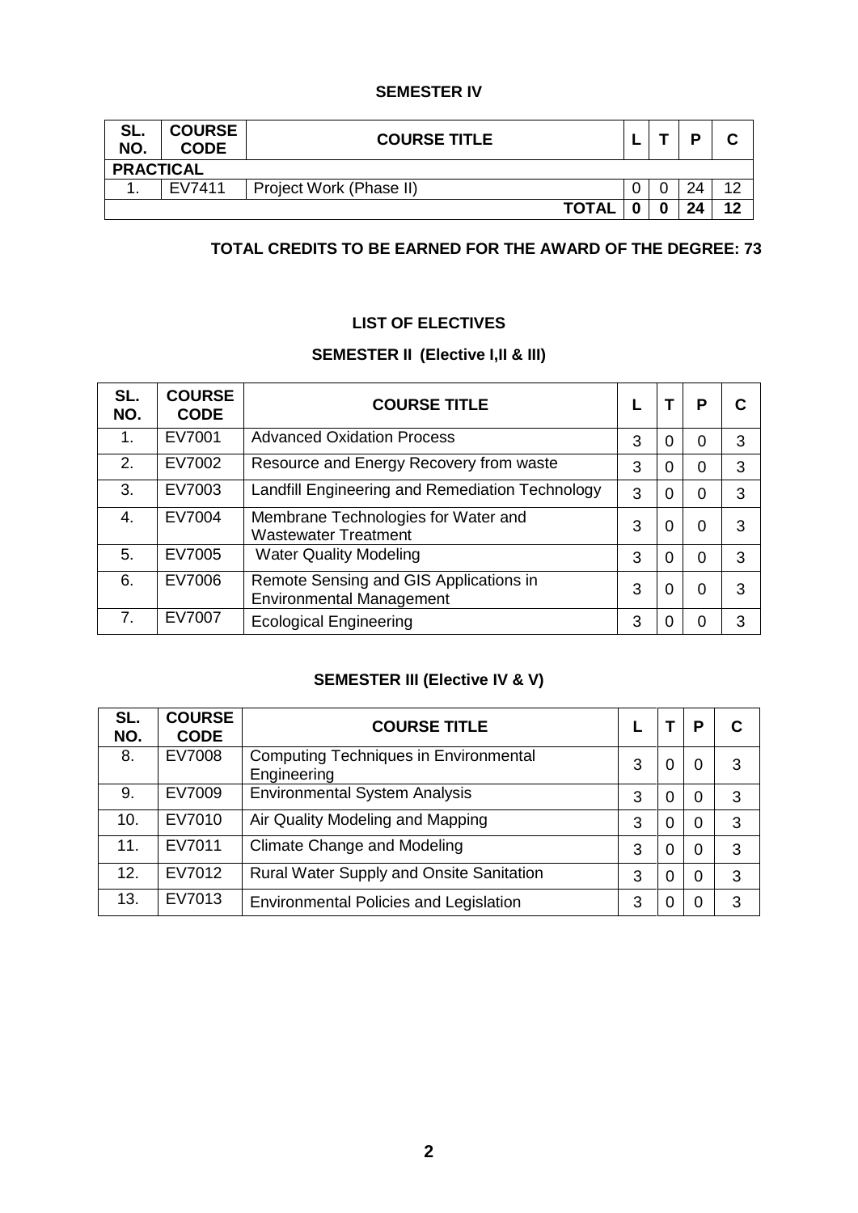## SEMESTER IV

| SL. NO. | COURSE CODE | COURSE TITLE | L | T | P | C |
|---|---|---|---|---|---|---|
| **PRACTICAL** | | | | | | |
| 1. | EV7411 | Project Work (Phase II) | 0 | 0 | 24 | 12 |
| | | **TOTAL** | **0** | **0** | **24** | **12** |

**TOTAL CREDITS TO BE EARNED FOR THE AWARD OF THE DEGREE: 73**

## LIST OF ELECTIVES

### SEMESTER II (Elective I,II & III)

| SL. NO. | COURSE CODE | COURSE TITLE | L | T | P | C |
|---|---|---|---|---|---|---|
| 1. | EV7001 | Advanced Oxidation Process | 3 | 0 | 0 | 3 |
| 2. | EV7002 | Resource and Energy Recovery from waste | 3 | 0 | 0 | 3 |
| 3. | EV7003 | Landfill Engineering and Remediation Technology | 3 | 0 | 0 | 3 |
| 4. | EV7004 | Membrane Technologies for Water and Wastewater Treatment | 3 | 0 | 0 | 3 |
| 5. | EV7005 | Water Quality Modeling | 3 | 0 | 0 | 3 |
| 6. | EV7006 | Remote Sensing and GIS Applications in Environmental Management | 3 | 0 | 0 | 3 |
| 7. | EV7007 | Ecological Engineering | 3 | 0 | 0 | 3 |

### SEMESTER III (Elective IV & V)

| SL. NO. | COURSE CODE | COURSE TITLE | L | T | P | C |
|---|---|---|---|---|---|---|
| 8. | EV7008 | Computing Techniques in Environmental Engineering | 3 | 0 | 0 | 3 |
| 9. | EV7009 | Environmental System Analysis | 3 | 0 | 0 | 3 |
| 10. | EV7010 | Air Quality Modeling and Mapping | 3 | 0 | 0 | 3 |
| 11. | EV7011 | Climate Change and Modeling | 3 | 0 | 0 | 3 |
| 12. | EV7012 | Rural Water Supply and Onsite Sanitation | 3 | 0 | 0 | 3 |
| 13. | EV7013 | Environmental Policies and Legislation | 3 | 0 | 0 | 3 |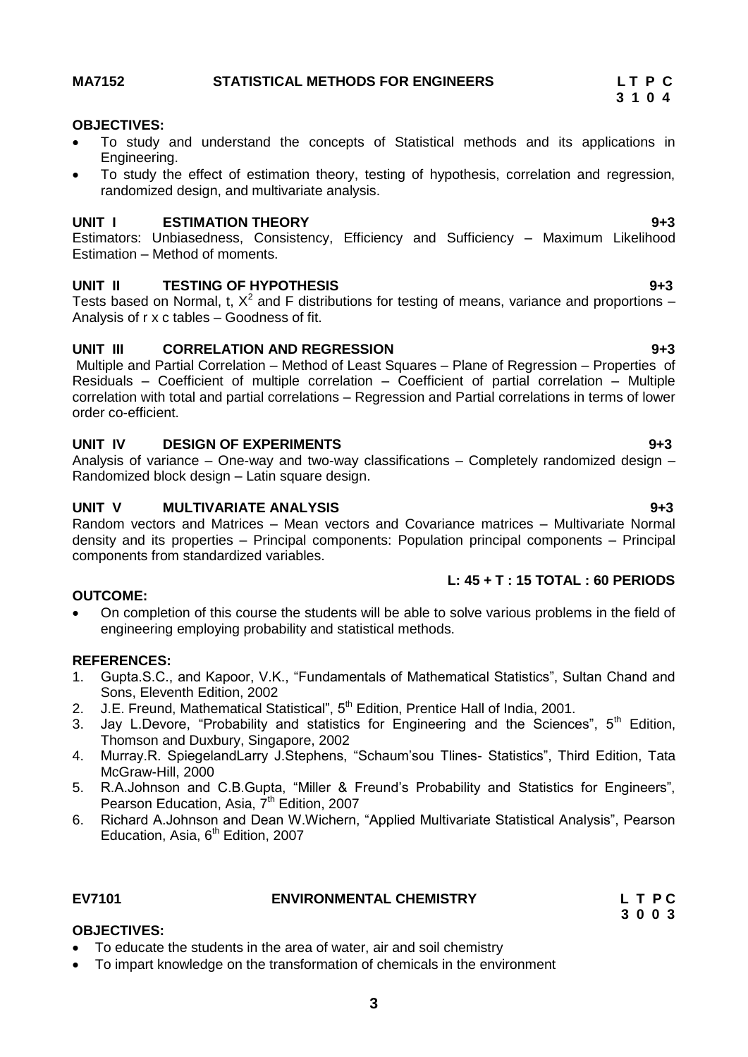**MA7152 STATISTICAL METHODS FOR ENGINEERS** **L T P C**
**3 1 0 4**

**OBJECTIVES:**

- To study and understand the concepts of Statistical methods and its applications in Engineering.
- To study the effect of estimation theory, testing of hypothesis, correlation and regression, randomized design, and multivariate analysis.

**UNIT I ESTIMATION THEORY 9+3**

Estimators: Unbiasedness, Consistency, Efficiency and Sufficiency – Maximum Likelihood Estimation – Method of moments.

**UNIT II TESTING OF HYPOTHESIS 9+3**

Tests based on Normal, t, $X^2$ and F distributions for testing of means, variance and proportions – Analysis of r x c tables – Goodness of fit.

**UNIT III CORRELATION AND REGRESSION 9+3**

Multiple and Partial Correlation – Method of Least Squares – Plane of Regression – Properties of Residuals – Coefficient of multiple correlation – Coefficient of partial correlation – Multiple correlation with total and partial correlations – Regression and Partial correlations in terms of lower order co-efficient.

**UNIT IV DESIGN OF EXPERIMENTS 9+3**

Analysis of variance – One-way and two-way classifications – Completely randomized design – Randomized block design – Latin square design.

**UNIT V MULTIVARIATE ANALYSIS 9+3**

Random vectors and Matrices – Mean vectors and Covariance matrices – Multivariate Normal density and its properties – Principal components: Population principal components – Principal components from standardized variables.

**L: 45 + T : 15 TOTAL : 60 PERIODS**

**OUTCOME:**

- On completion of this course the students will be able to solve various problems in the field of engineering employing probability and statistical methods.

**REFERENCES:**

1. Gupta.S.C., and Kapoor, V.K., "Fundamentals of Mathematical Statistics", Sultan Chand and Sons, Eleventh Edition, 2002
2. J.E. Freund, Mathematical Statistical", 5th Edition, Prentice Hall of India, 2001.
3. Jay L.Devore, "Probability and statistics for Engineering and the Sciences", 5th Edition, Thomson and Duxbury, Singapore, 2002
4. Murray.R. SpiegelandLarry J.Stephens, "Schaum'sou Tlines- Statistics", Third Edition, Tata McGraw-Hill, 2000
5. R.A.Johnson and C.B.Gupta, "Miller & Freund's Probability and Statistics for Engineers", Pearson Education, Asia, 7th Edition, 2007
6. Richard A.Johnson and Dean W.Wichern, "Applied Multivariate Statistical Analysis", Pearson Education, Asia, 6th Edition, 2007

**EV7101 ENVIRONMENTAL CHEMISTRY** **L T P C**
**3 0 0 3**

**OBJECTIVES:**

- To educate the students in the area of water, air and soil chemistry
- To impart knowledge on the transformation of chemicals in the environment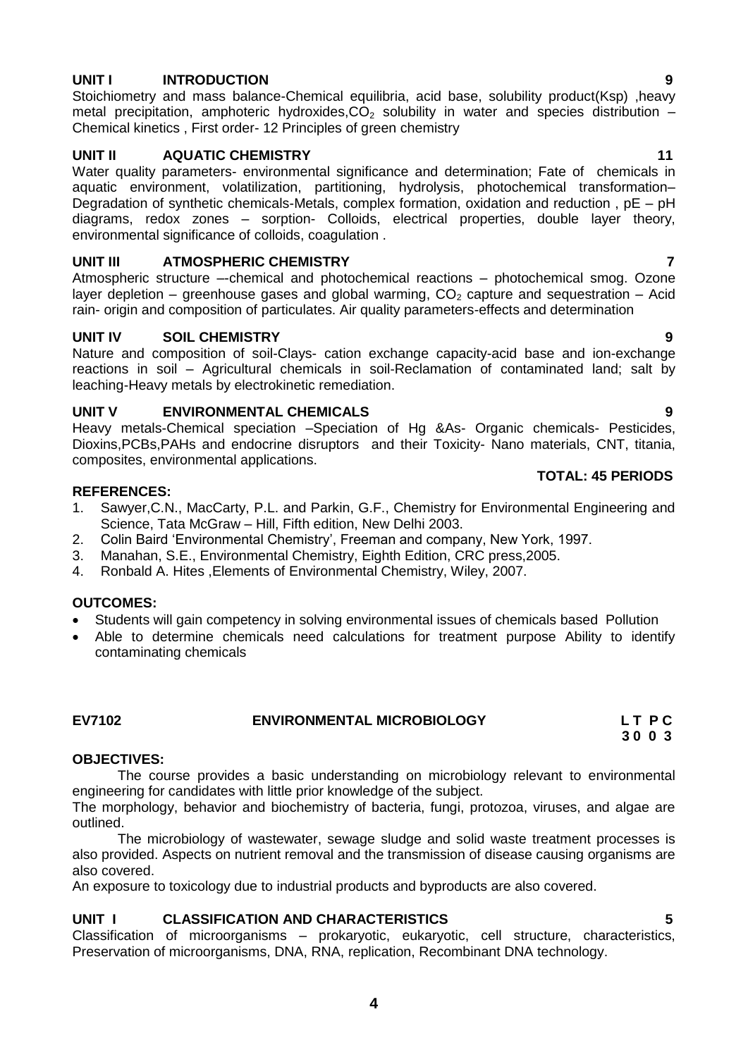**UNIT I INTRODUCTION 9**

Stoichiometry and mass balance-Chemical equilibria, acid base, solubility product(Ksp) ,heavy metal precipitation, amphoteric hydroxides,$CO_2$ solubility in water and species distribution – Chemical kinetics , First order- 12 Principles of green chemistry

**UNIT II AQUATIC CHEMISTRY 11**

Water quality parameters- environmental significance and determination; Fate of chemicals in aquatic environment, volatilization, partitioning, hydrolysis, photochemical transformation– Degradation of synthetic chemicals-Metals, complex formation, oxidation and reduction , pE – pH diagrams, redox zones – sorption- Colloids, electrical properties, double layer theory, environmental significance of colloids, coagulation .

**UNIT III ATMOSPHERIC CHEMISTRY 7**

Atmospheric structure –-chemical and photochemical reactions – photochemical smog. Ozone layer depletion – greenhouse gases and global warming, $CO_2$ capture and sequestration – Acid rain- origin and composition of particulates. Air quality parameters-effects and determination

**UNIT IV SOIL CHEMISTRY 9**

Nature and composition of soil-Clays- cation exchange capacity-acid base and ion-exchange reactions in soil – Agricultural chemicals in soil-Reclamation of contaminated land; salt by leaching-Heavy metals by electrokinetic remediation.

**UNIT V ENVIRONMENTAL CHEMICALS 9**

Heavy metals-Chemical speciation –Speciation of Hg &As- Organic chemicals- Pesticides, Dioxins,PCBs,PAHs and endocrine disruptors and their Toxicity- Nano materials, CNT, titania, composites, environmental applications.

**TOTAL: 45 PERIODS**

**REFERENCES:**

1. Sawyer,C.N., MacCarty, P.L. and Parkin, G.F., Chemistry for Environmental Engineering and Science, Tata McGraw – Hill, Fifth edition, New Delhi 2003.
2. Colin Baird 'Environmental Chemistry', Freeman and company, New York, 1997.
3. Manahan, S.E., Environmental Chemistry, Eighth Edition, CRC press,2005.
4. Ronbald A. Hites ,Elements of Environmental Chemistry, Wiley, 2007.

**OUTCOMES:**

- Students will gain competency in solving environmental issues of chemicals based Pollution
- Able to determine chemicals need calculations for treatment purpose Ability to identify contaminating chemicals

## EV7102 ENVIRONMENTAL MICROBIOLOGY

**L T P C**
**3 0 0 3**

**OBJECTIVES:**

The course provides a basic understanding on microbiology relevant to environmental engineering for candidates with little prior knowledge of the subject.

The morphology, behavior and biochemistry of bacteria, fungi, protozoa, viruses, and algae are outlined.

The microbiology of wastewater, sewage sludge and solid waste treatment processes is also provided. Aspects on nutrient removal and the transmission of disease causing organisms are also covered.

An exposure to toxicology due to industrial products and byproducts are also covered.

**UNIT I CLASSIFICATION AND CHARACTERISTICS 5**

Classification of microorganisms – prokaryotic, eukaryotic, cell structure, characteristics, Preservation of microorganisms, DNA, RNA, replication, Recombinant DNA technology.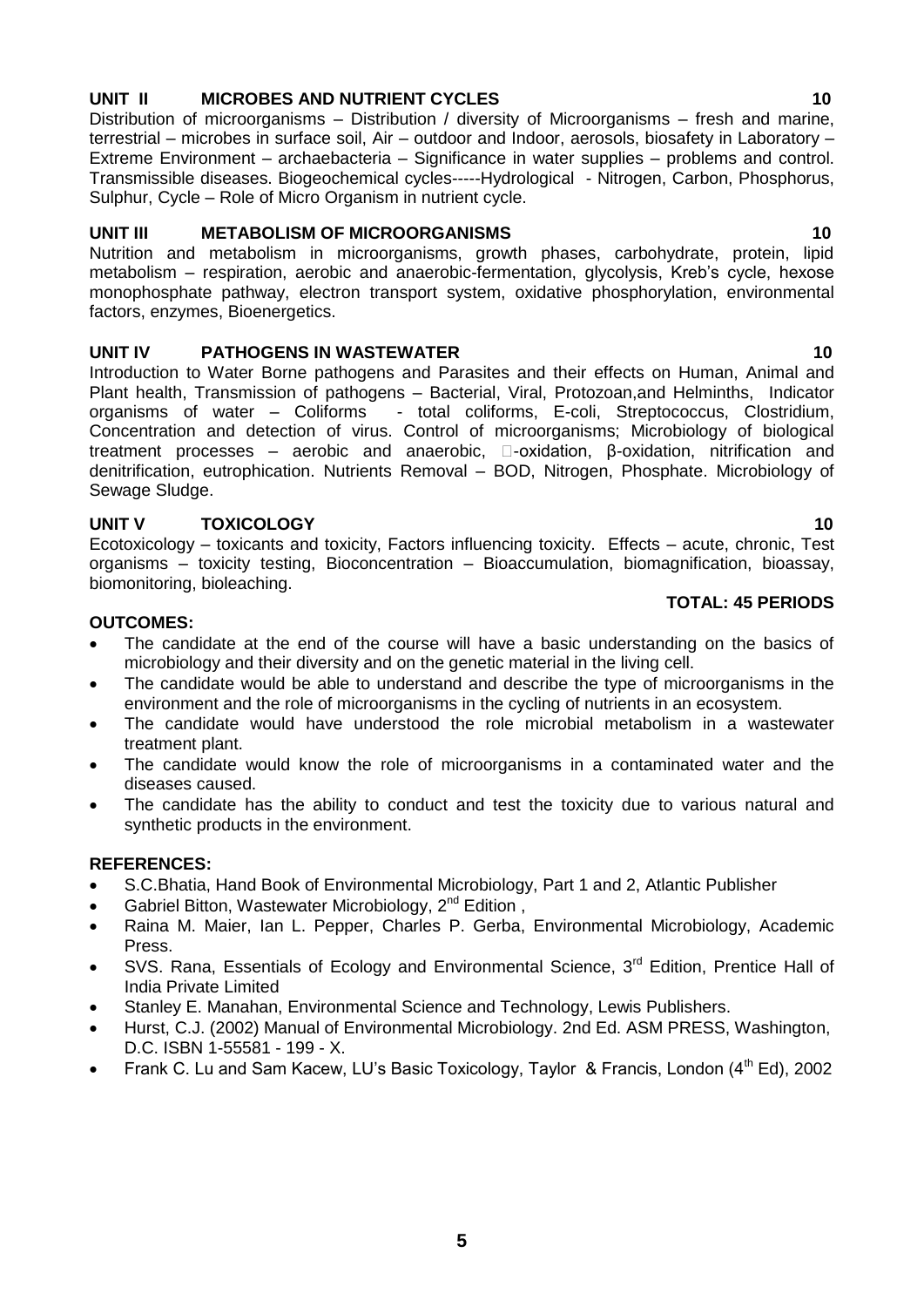**UNIT II MICROBES AND NUTRIENT CYCLES 10**

Distribution of microorganisms – Distribution / diversity of Microorganisms – fresh and marine, terrestrial – microbes in surface soil, Air – outdoor and Indoor, aerosols, biosafety in Laboratory – Extreme Environment – archaebacteria – Significance in water supplies – problems and control. Transmissible diseases. Biogeochemical cycles-----Hydrological - Nitrogen, Carbon, Phosphorus, Sulphur, Cycle – Role of Micro Organism in nutrient cycle.

**UNIT III METABOLISM OF MICROORGANISMS 10**

Nutrition and metabolism in microorganisms, growth phases, carbohydrate, protein, lipid metabolism – respiration, aerobic and anaerobic-fermentation, glycolysis, Kreb's cycle, hexose monophosphate pathway, electron transport system, oxidative phosphorylation, environmental factors, enzymes, Bioenergetics.

**UNIT IV PATHOGENS IN WASTEWATER 10**

Introduction to Water Borne pathogens and Parasites and their effects on Human, Animal and Plant health, Transmission of pathogens – Bacterial, Viral, Protozoan,and Helminths, Indicator organisms of water – Coliforms - total coliforms, E-coli, Streptococcus, Clostridium, Concentration and detection of virus. Control of microorganisms; Microbiology of biological treatment processes – aerobic and anaerobic, -oxidation, β-oxidation, nitrification and denitrification, eutrophication. Nutrients Removal – BOD, Nitrogen, Phosphate. Microbiology of Sewage Sludge.

**UNIT V TOXICOLOGY 10**

Ecotoxicology – toxicants and toxicity, Factors influencing toxicity. Effects – acute, chronic, Test organisms – toxicity testing, Bioconcentration – Bioaccumulation, biomagnification, bioassay, biomonitoring, bioleaching.

**TOTAL: 45 PERIODS**

**OUTCOMES:**

- The candidate at the end of the course will have a basic understanding on the basics of microbiology and their diversity and on the genetic material in the living cell.
- The candidate would be able to understand and describe the type of microorganisms in the environment and the role of microorganisms in the cycling of nutrients in an ecosystem.
- The candidate would have understood the role microbial metabolism in a wastewater treatment plant.
- The candidate would know the role of microorganisms in a contaminated water and the diseases caused.
- The candidate has the ability to conduct and test the toxicity due to various natural and synthetic products in the environment.

**REFERENCES:**

- S.C.Bhatia, Hand Book of Environmental Microbiology, Part 1 and 2, Atlantic Publisher
- Gabriel Bitton, Wastewater Microbiology, 2nd Edition ,
- Raina M. Maier, Ian L. Pepper, Charles P. Gerba, Environmental Microbiology, Academic Press.
- SVS. Rana, Essentials of Ecology and Environmental Science, 3rd Edition, Prentice Hall of India Private Limited
- Stanley E. Manahan, Environmental Science and Technology, Lewis Publishers.
- Hurst, C.J. (2002) Manual of Environmental Microbiology. 2nd Ed. ASM PRESS, Washington, D.C. ISBN 1-55581 - 199 - X.
- Frank C. Lu and Sam Kacew, LU's Basic Toxicology, Taylor & Francis, London (4th Ed), 2002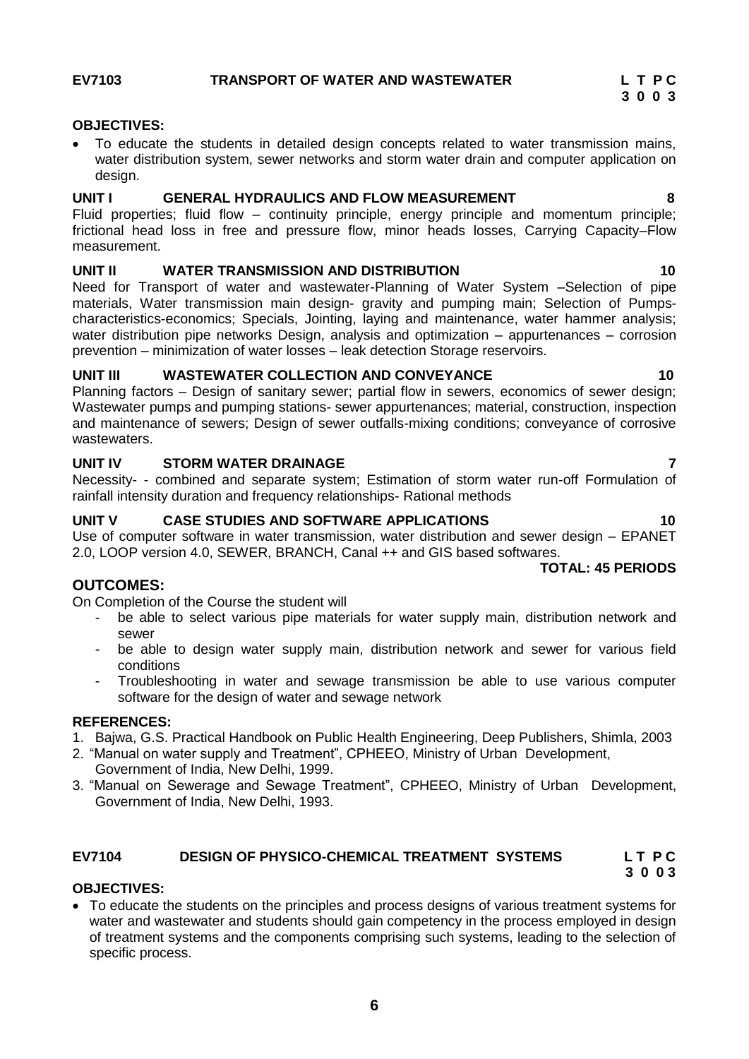## EV7103 TRANSPORT OF WATER AND WASTEWATER

**L T P C**
**3 0 0 3**

**OBJECTIVES:**

- To educate the students in detailed design concepts related to water transmission mains, water distribution system, sewer networks and storm water drain and computer application on design.

**UNIT I GENERAL HYDRAULICS AND FLOW MEASUREMENT 8**

Fluid properties; fluid flow – continuity principle, energy principle and momentum principle; frictional head loss in free and pressure flow, minor heads losses, Carrying Capacity–Flow measurement.

**UNIT II WATER TRANSMISSION AND DISTRIBUTION 10**

Need for Transport of water and wastewater-Planning of Water System –Selection of pipe materials, Water transmission main design- gravity and pumping main; Selection of Pumps-characteristics-economics; Specials, Jointing, laying and maintenance, water hammer analysis; water distribution pipe networks Design, analysis and optimization – appurtenances – corrosion prevention – minimization of water losses – leak detection Storage reservoirs.

**UNIT III WASTEWATER COLLECTION AND CONVEYANCE 10**

Planning factors – Design of sanitary sewer; partial flow in sewers, economics of sewer design; Wastewater pumps and pumping stations- sewer appurtenances; material, construction, inspection and maintenance of sewers; Design of sewer outfalls-mixing conditions; conveyance of corrosive wastewaters.

**UNIT IV STORM WATER DRAINAGE 7**

Necessity- - combined and separate system; Estimation of storm water run-off Formulation of rainfall intensity duration and frequency relationships- Rational methods

**UNIT V CASE STUDIES AND SOFTWARE APPLICATIONS 10**

Use of computer software in water transmission, water distribution and sewer design – EPANET 2.0, LOOP version 4.0, SEWER, BRANCH, Canal ++ and GIS based softwares.

**TOTAL: 45 PERIODS**

**OUTCOMES:**

On Completion of the Course the student will

- be able to select various pipe materials for water supply main, distribution network and sewer
- be able to design water supply main, distribution network and sewer for various field conditions
- Troubleshooting in water and sewage transmission be able to use various computer software for the design of water and sewage network

**REFERENCES:**

1. Bajwa, G.S. Practical Handbook on Public Health Engineering, Deep Publishers, Shimla, 2003
2. "Manual on water supply and Treatment", CPHEEO, Ministry of Urban Development, Government of India, New Delhi, 1999.
3. "Manual on Sewerage and Sewage Treatment", CPHEEO, Ministry of Urban Development, Government of India, New Delhi, 1993.

## EV7104 DESIGN OF PHYSICO-CHEMICAL TREATMENT SYSTEMS

**L T P C**
**3 0 0 3**

**OBJECTIVES:**

- To educate the students on the principles and process designs of various treatment systems for water and wastewater and students should gain competency in the process employed in design of treatment systems and the components comprising such systems, leading to the selection of specific process.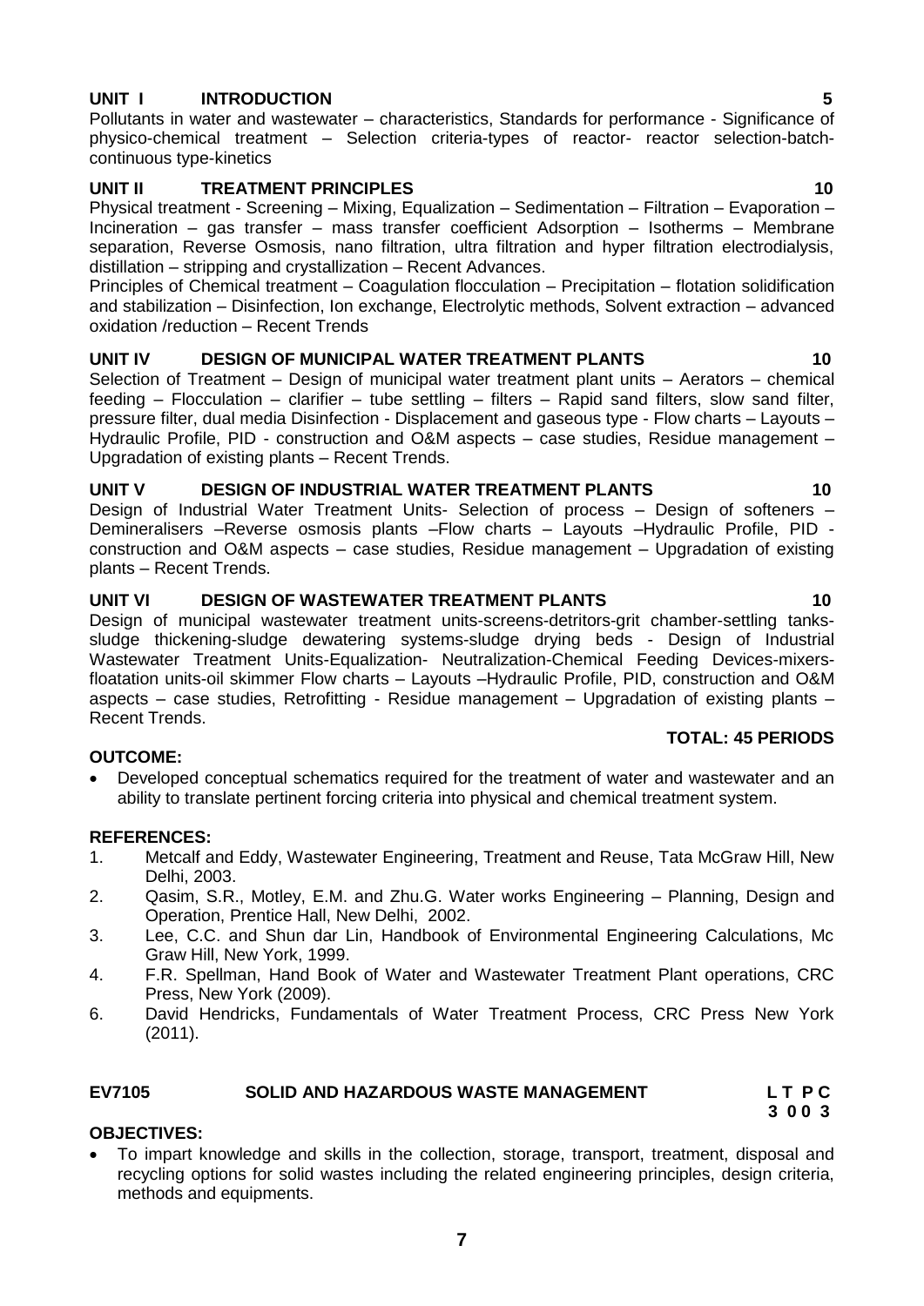**UNIT I INTRODUCTION 5**

Pollutants in water and wastewater – characteristics, Standards for performance - Significance of physico-chemical treatment – Selection criteria-types of reactor- reactor selection-batch-continuous type-kinetics

**UNIT II TREATMENT PRINCIPLES 10**

Physical treatment - Screening – Mixing, Equalization – Sedimentation – Filtration – Evaporation – Incineration – gas transfer – mass transfer coefficient Adsorption – Isotherms – Membrane separation, Reverse Osmosis, nano filtration, ultra filtration and hyper filtration electrodialysis, distillation – stripping and crystallization – Recent Advances.

Principles of Chemical treatment – Coagulation flocculation – Precipitation – flotation solidification and stabilization – Disinfection, Ion exchange, Electrolytic methods, Solvent extraction – advanced oxidation /reduction – Recent Trends

**UNIT IV DESIGN OF MUNICIPAL WATER TREATMENT PLANTS 10**

Selection of Treatment – Design of municipal water treatment plant units – Aerators – chemical feeding – Flocculation – clarifier – tube settling – filters – Rapid sand filters, slow sand filter, pressure filter, dual media Disinfection - Displacement and gaseous type - Flow charts – Layouts – Hydraulic Profile, PID - construction and O&M aspects – case studies, Residue management – Upgradation of existing plants – Recent Trends.

**UNIT V DESIGN OF INDUSTRIAL WATER TREATMENT PLANTS 10**

Design of Industrial Water Treatment Units- Selection of process – Design of softeners – Demineralisers –Reverse osmosis plants –Flow charts – Layouts –Hydraulic Profile, PID - construction and O&M aspects – case studies, Residue management – Upgradation of existing plants – Recent Trends.

**UNIT VI DESIGN OF WASTEWATER TREATMENT PLANTS 10**

Design of municipal wastewater treatment units-screens-detritors-grit chamber-settling tanks-sludge thickening-sludge dewatering systems-sludge drying beds - Design of Industrial Wastewater Treatment Units-Equalization- Neutralization-Chemical Feeding Devices-mixers-floatation units-oil skimmer Flow charts – Layouts –Hydraulic Profile, PID, construction and O&M aspects – case studies, Retrofitting - Residue management – Upgradation of existing plants – Recent Trends.

**TOTAL: 45 PERIODS**

**OUTCOME:**

- Developed conceptual schematics required for the treatment of water and wastewater and an ability to translate pertinent forcing criteria into physical and chemical treatment system.

**REFERENCES:**

1. Metcalf and Eddy, Wastewater Engineering, Treatment and Reuse, Tata McGraw Hill, New Delhi, 2003.
2. Qasim, S.R., Motley, E.M. and Zhu.G. Water works Engineering – Planning, Design and Operation, Prentice Hall, New Delhi, 2002.
3. Lee, C.C. and Shun dar Lin, Handbook of Environmental Engineering Calculations, Mc Graw Hill, New York, 1999.
4. F.R. Spellman, Hand Book of Water and Wastewater Treatment Plant operations, CRC Press, New York (2009).
6. David Hendricks, Fundamentals of Water Treatment Process, CRC Press New York (2011).

## EV7105 SOLID AND HAZARDOUS WASTE MANAGEMENT

**L T P C**
**3 0 0 3**

**OBJECTIVES:**

- To impart knowledge and skills in the collection, storage, transport, treatment, disposal and recycling options for solid wastes including the related engineering principles, design criteria, methods and equipments.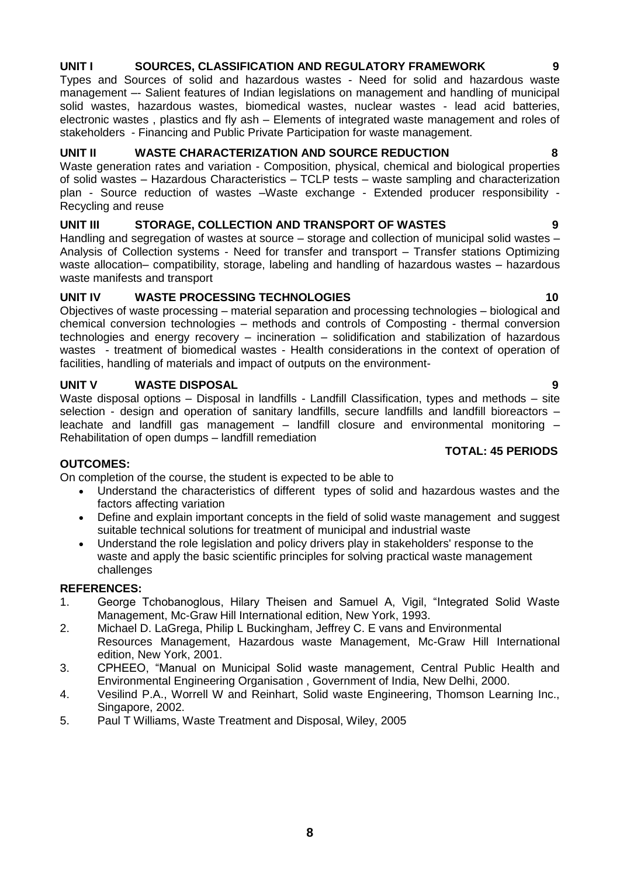**UNIT I SOURCES, CLASSIFICATION AND REGULATORY FRAMEWORK 9**

Types and Sources of solid and hazardous wastes - Need for solid and hazardous waste management –- Salient features of Indian legislations on management and handling of municipal solid wastes, hazardous wastes, biomedical wastes, nuclear wastes - lead acid batteries, electronic wastes , plastics and fly ash – Elements of integrated waste management and roles of stakeholders - Financing and Public Private Participation for waste management.

**UNIT II WASTE CHARACTERIZATION AND SOURCE REDUCTION 8**

Waste generation rates and variation - Composition, physical, chemical and biological properties of solid wastes – Hazardous Characteristics – TCLP tests – waste sampling and characterization plan - Source reduction of wastes –Waste exchange - Extended producer responsibility - Recycling and reuse

**UNIT III STORAGE, COLLECTION AND TRANSPORT OF WASTES 9**

Handling and segregation of wastes at source – storage and collection of municipal solid wastes – Analysis of Collection systems - Need for transfer and transport – Transfer stations Optimizing waste allocation– compatibility, storage, labeling and handling of hazardous wastes – hazardous waste manifests and transport

**UNIT IV WASTE PROCESSING TECHNOLOGIES 10**

Objectives of waste processing – material separation and processing technologies – biological and chemical conversion technologies – methods and controls of Composting - thermal conversion technologies and energy recovery – incineration – solidification and stabilization of hazardous wastes - treatment of biomedical wastes - Health considerations in the context of operation of facilities, handling of materials and impact of outputs on the environment-

**UNIT V WASTE DISPOSAL 9**

Waste disposal options – Disposal in landfills - Landfill Classification, types and methods – site selection - design and operation of sanitary landfills, secure landfills and landfill bioreactors – leachate and landfill gas management – landfill closure and environmental monitoring – Rehabilitation of open dumps – landfill remediation

**TOTAL: 45 PERIODS**

**OUTCOMES:**

On completion of the course, the student is expected to be able to

- Understand the characteristics of different types of solid and hazardous wastes and the factors affecting variation
- Define and explain important concepts in the field of solid waste management and suggest suitable technical solutions for treatment of municipal and industrial waste
- Understand the role legislation and policy drivers play in stakeholders' response to the waste and apply the basic scientific principles for solving practical waste management challenges

**REFERENCES:**

1. George Tchobanoglous, Hilary Theisen and Samuel A, Vigil, "Integrated Solid Waste Management, Mc-Graw Hill International edition, New York, 1993.
2. Michael D. LaGrega, Philip L Buckingham, Jeffrey C. E vans and Environmental Resources Management, Hazardous waste Management, Mc-Graw Hill International edition, New York, 2001.
3. CPHEEO, "Manual on Municipal Solid waste management, Central Public Health and Environmental Engineering Organisation , Government of India, New Delhi, 2000.
4. Vesilind P.A., Worrell W and Reinhart, Solid waste Engineering, Thomson Learning Inc., Singapore, 2002.
5. Paul T Williams, Waste Treatment and Disposal, Wiley, 2005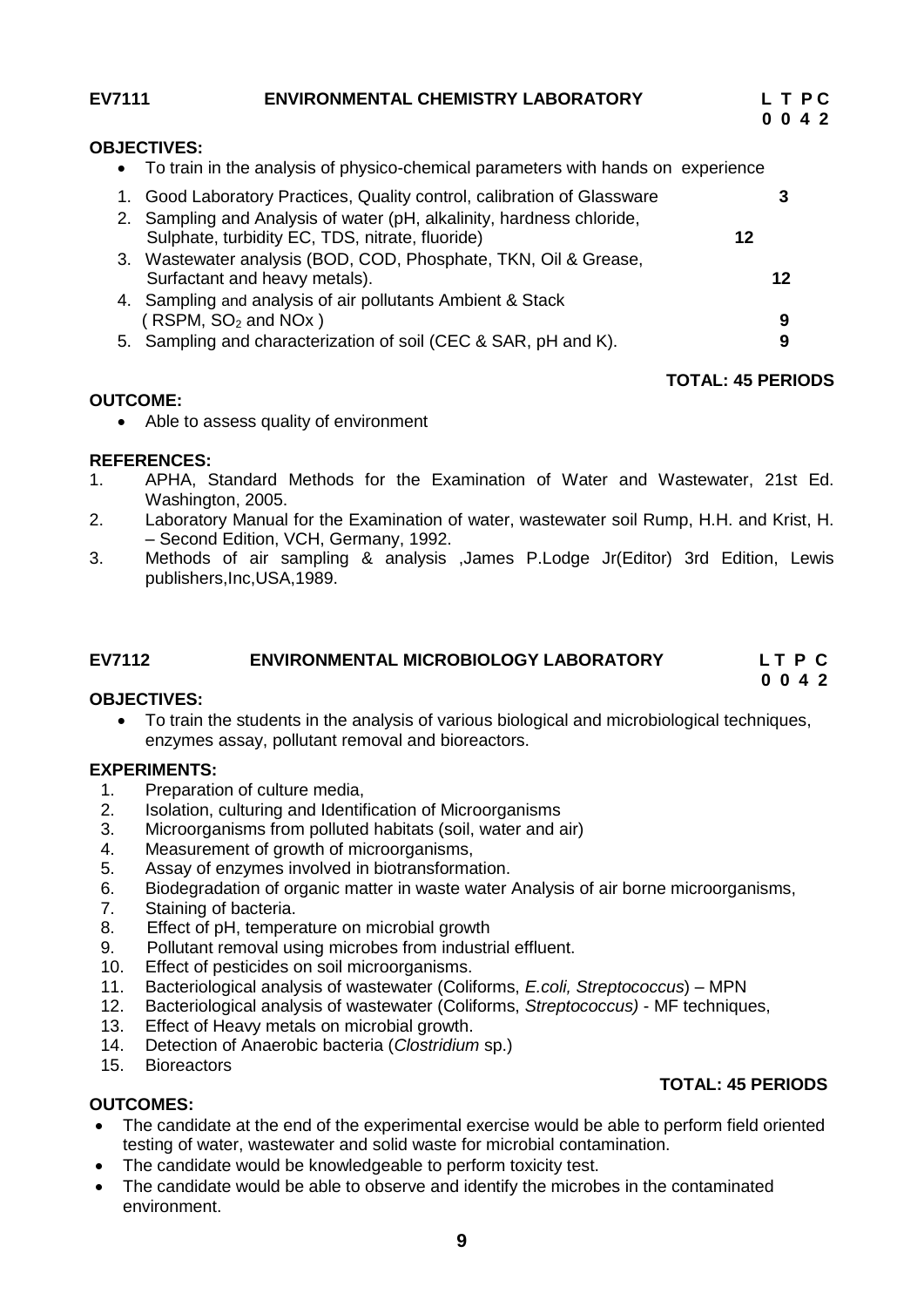**EV7111 ENVIRONMENTAL CHEMISTRY LABORATORY** **L T P C**
**0 0 4 2**

**OBJECTIVES:**

- To train in the analysis of physico-chemical parameters with hands on experience

1. Good Laboratory Practices, Quality control, calibration of Glassware **3**
2. Sampling and Analysis of water (pH, alkalinity, hardness chloride, Sulphate, turbidity EC, TDS, nitrate, fluoride) **12**
3. Wastewater analysis (BOD, COD, Phosphate, TKN, Oil & Grease, Surfactant and heavy metals). **12**
4. Sampling and analysis of air pollutants Ambient & Stack ( RSPM, $SO_2$ and NOx ) **9**
5. Sampling and characterization of soil (CEC & SAR, pH and K). **9**

**TOTAL: 45 PERIODS**

**OUTCOME:**

- Able to assess quality of environment

**REFERENCES:**

1. APHA, Standard Methods for the Examination of Water and Wastewater, 21st Ed. Washington, 2005.
2. Laboratory Manual for the Examination of water, wastewater soil Rump, H.H. and Krist, H. – Second Edition, VCH, Germany, 1992.
3. Methods of air sampling & analysis ,James P.Lodge Jr(Editor) 3rd Edition, Lewis publishers,Inc,USA,1989.

**EV7112 ENVIRONMENTAL MICROBIOLOGY LABORATORY** **L T P C**
**0 0 4 2**

**OBJECTIVES:**

- To train the students in the analysis of various biological and microbiological techniques, enzymes assay, pollutant removal and bioreactors.

**EXPERIMENTS:**

1. Preparation of culture media,
2. Isolation, culturing and Identification of Microorganisms
3. Microorganisms from polluted habitats (soil, water and air)
4. Measurement of growth of microorganisms,
5. Assay of enzymes involved in biotransformation.
6. Biodegradation of organic matter in waste water Analysis of air borne microorganisms,
7. Staining of bacteria.
8. Effect of pH, temperature on microbial growth
9. Pollutant removal using microbes from industrial effluent.
10. Effect of pesticides on soil microorganisms.
11. Bacteriological analysis of wastewater (Coliforms, *E.coli, Streptococcus*) – MPN
12. Bacteriological analysis of wastewater (Coliforms, *Streptococcus)* - MF techniques,
13. Effect of Heavy metals on microbial growth.
14. Detection of Anaerobic bacteria (*Clostridium* sp.)
15. Bioreactors

**TOTAL: 45 PERIODS**

**OUTCOMES:**

- The candidate at the end of the experimental exercise would be able to perform field oriented testing of water, wastewater and solid waste for microbial contamination.
- The candidate would be knowledgeable to perform toxicity test.
- The candidate would be able to observe and identify the microbes in the contaminated environment.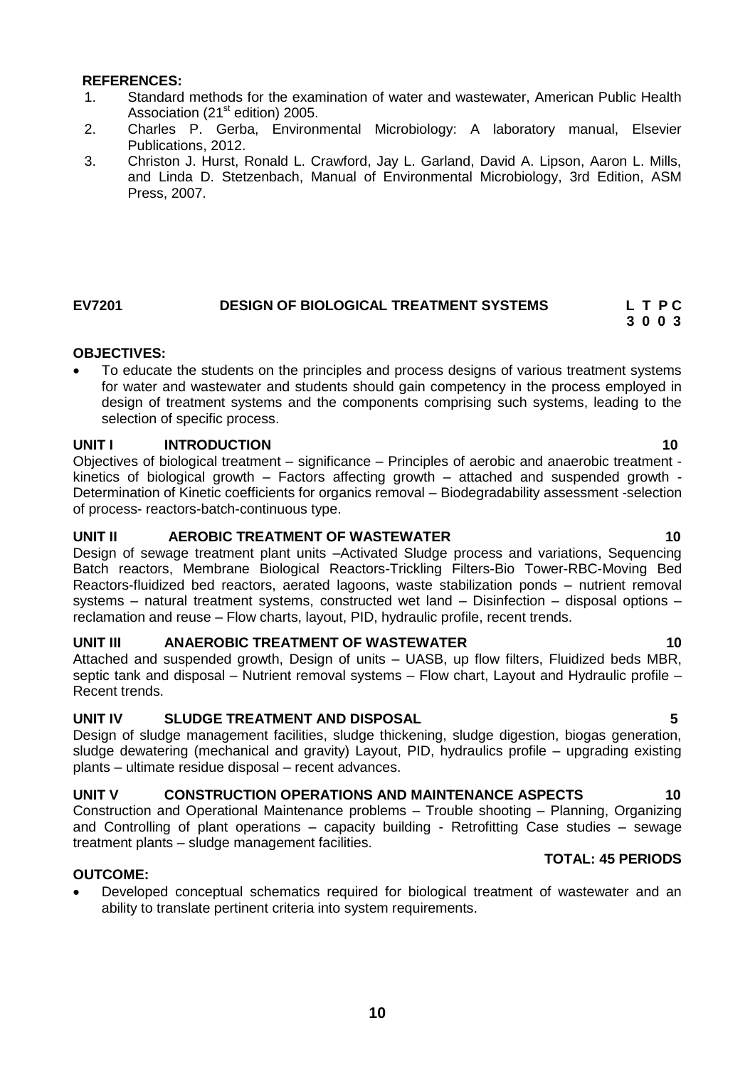**REFERENCES:**

1. Standard methods for the examination of water and wastewater, American Public Health Association (21[st] edition) 2005.
2. Charles P. Gerba, Environmental Microbiology: A laboratory manual, Elsevier Publications, 2012.
3. Christon J. Hurst, Ronald L. Crawford, Jay L. Garland, David A. Lipson, Aaron L. Mills, and Linda D. Stetzenbach, Manual of Environmental Microbiology, 3rd Edition, ASM Press, 2007.

## EV7201 DESIGN OF BIOLOGICAL TREATMENT SYSTEMS

| L | T | P | C |
|---|---|---|---|
| 3 | 0 | 0 | 3 |

**OBJECTIVES:**

- To educate the students on the principles and process designs of various treatment systems for water and wastewater and students should gain competency in the process employed in design of treatment systems and the components comprising such systems, leading to the selection of specific process.

**UNIT I INTRODUCTION 10**

Objectives of biological treatment – significance – Principles of aerobic and anaerobic treatment - kinetics of biological growth – Factors affecting growth – attached and suspended growth - Determination of Kinetic coefficients for organics removal – Biodegradability assessment -selection of process- reactors-batch-continuous type.

**UNIT II AEROBIC TREATMENT OF WASTEWATER 10**

Design of sewage treatment plant units –Activated Sludge process and variations, Sequencing Batch reactors, Membrane Biological Reactors-Trickling Filters-Bio Tower-RBC-Moving Bed Reactors-fluidized bed reactors, aerated lagoons, waste stabilization ponds – nutrient removal systems – natural treatment systems, constructed wet land – Disinfection – disposal options – reclamation and reuse – Flow charts, layout, PID, hydraulic profile, recent trends.

**UNIT III ANAEROBIC TREATMENT OF WASTEWATER 10**

Attached and suspended growth, Design of units – UASB, up flow filters, Fluidized beds MBR, septic tank and disposal – Nutrient removal systems – Flow chart, Layout and Hydraulic profile – Recent trends.

**UNIT IV SLUDGE TREATMENT AND DISPOSAL 5**

Design of sludge management facilities, sludge thickening, sludge digestion, biogas generation, sludge dewatering (mechanical and gravity) Layout, PID, hydraulics profile – upgrading existing plants – ultimate residue disposal – recent advances.

**UNIT V CONSTRUCTION OPERATIONS AND MAINTENANCE ASPECTS 10**

Construction and Operational Maintenance problems – Trouble shooting – Planning, Organizing and Controlling of plant operations – capacity building - Retrofitting Case studies – sewage treatment plants – sludge management facilities.

**TOTAL: 45 PERIODS**

**OUTCOME:**

- Developed conceptual schematics required for biological treatment of wastewater and an ability to translate pertinent criteria into system requirements.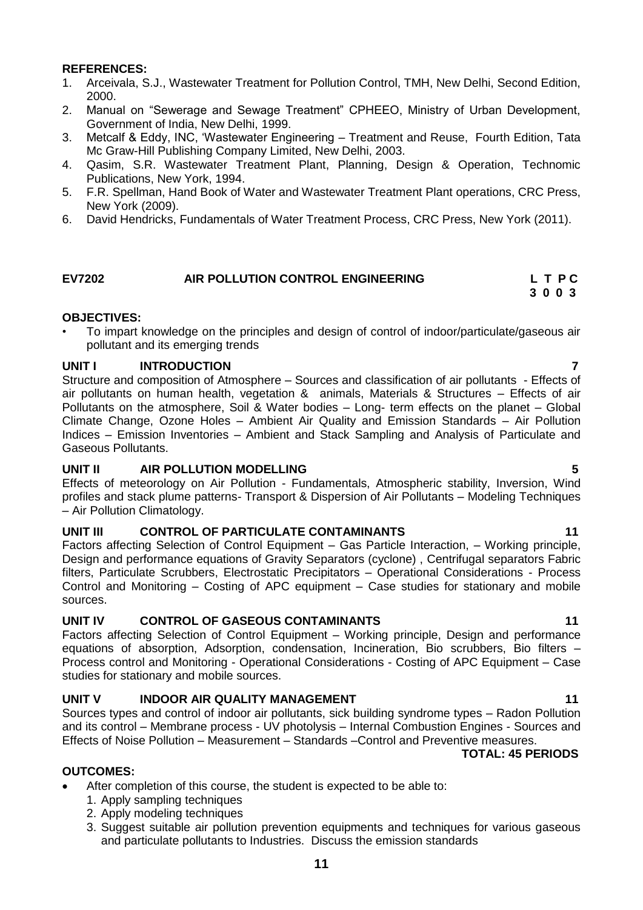**REFERENCES:**

1. Arceivala, S.J., Wastewater Treatment for Pollution Control, TMH, New Delhi, Second Edition, 2000.
2. Manual on "Sewerage and Sewage Treatment" CPHEEO, Ministry of Urban Development, Government of India, New Delhi, 1999.
3. Metcalf & Eddy, INC, 'Wastewater Engineering – Treatment and Reuse, Fourth Edition, Tata Mc Graw-Hill Publishing Company Limited, New Delhi, 2003.
4. Qasim, S.R. Wastewater Treatment Plant, Planning, Design & Operation, Technomic Publications, New York, 1994.
5. F.R. Spellman, Hand Book of Water and Wastewater Treatment Plant operations, CRC Press, New York (2009).
6. David Hendricks, Fundamentals of Water Treatment Process, CRC Press, New York (2011).

## EV7202 AIR POLLUTION CONTROL ENGINEERING

**L T P C**
**3 0 0 3**

**OBJECTIVES:**

- To impart knowledge on the principles and design of control of indoor/particulate/gaseous air pollutant and its emerging trends

**UNIT I INTRODUCTION 7**

Structure and composition of Atmosphere – Sources and classification of air pollutants - Effects of air pollutants on human health, vegetation & animals, Materials & Structures – Effects of air Pollutants on the atmosphere, Soil & Water bodies – Long- term effects on the planet – Global Climate Change, Ozone Holes – Ambient Air Quality and Emission Standards – Air Pollution Indices – Emission Inventories – Ambient and Stack Sampling and Analysis of Particulate and Gaseous Pollutants.

**UNIT II AIR POLLUTION MODELLING 5**

Effects of meteorology on Air Pollution - Fundamentals, Atmospheric stability, Inversion, Wind profiles and stack plume patterns- Transport & Dispersion of Air Pollutants – Modeling Techniques – Air Pollution Climatology.

**UNIT III CONTROL OF PARTICULATE CONTAMINANTS 11**

Factors affecting Selection of Control Equipment – Gas Particle Interaction, – Working principle, Design and performance equations of Gravity Separators (cyclone) , Centrifugal separators Fabric filters, Particulate Scrubbers, Electrostatic Precipitators – Operational Considerations - Process Control and Monitoring – Costing of APC equipment – Case studies for stationary and mobile sources.

**UNIT IV CONTROL OF GASEOUS CONTAMINANTS 11**

Factors affecting Selection of Control Equipment – Working principle, Design and performance equations of absorption, Adsorption, condensation, Incineration, Bio scrubbers, Bio filters – Process control and Monitoring - Operational Considerations - Costing of APC Equipment – Case studies for stationary and mobile sources.

**UNIT V INDOOR AIR QUALITY MANAGEMENT 11**

Sources types and control of indoor air pollutants, sick building syndrome types – Radon Pollution and its control – Membrane process - UV photolysis – Internal Combustion Engines - Sources and Effects of Noise Pollution – Measurement – Standards –Control and Preventive measures.

**TOTAL: 45 PERIODS**

**OUTCOMES:**

- After completion of this course, the student is expected to be able to:
  1. Apply sampling techniques
  2. Apply modeling techniques
  3. Suggest suitable air pollution prevention equipments and techniques for various gaseous and particulate pollutants to Industries. Discuss the emission standards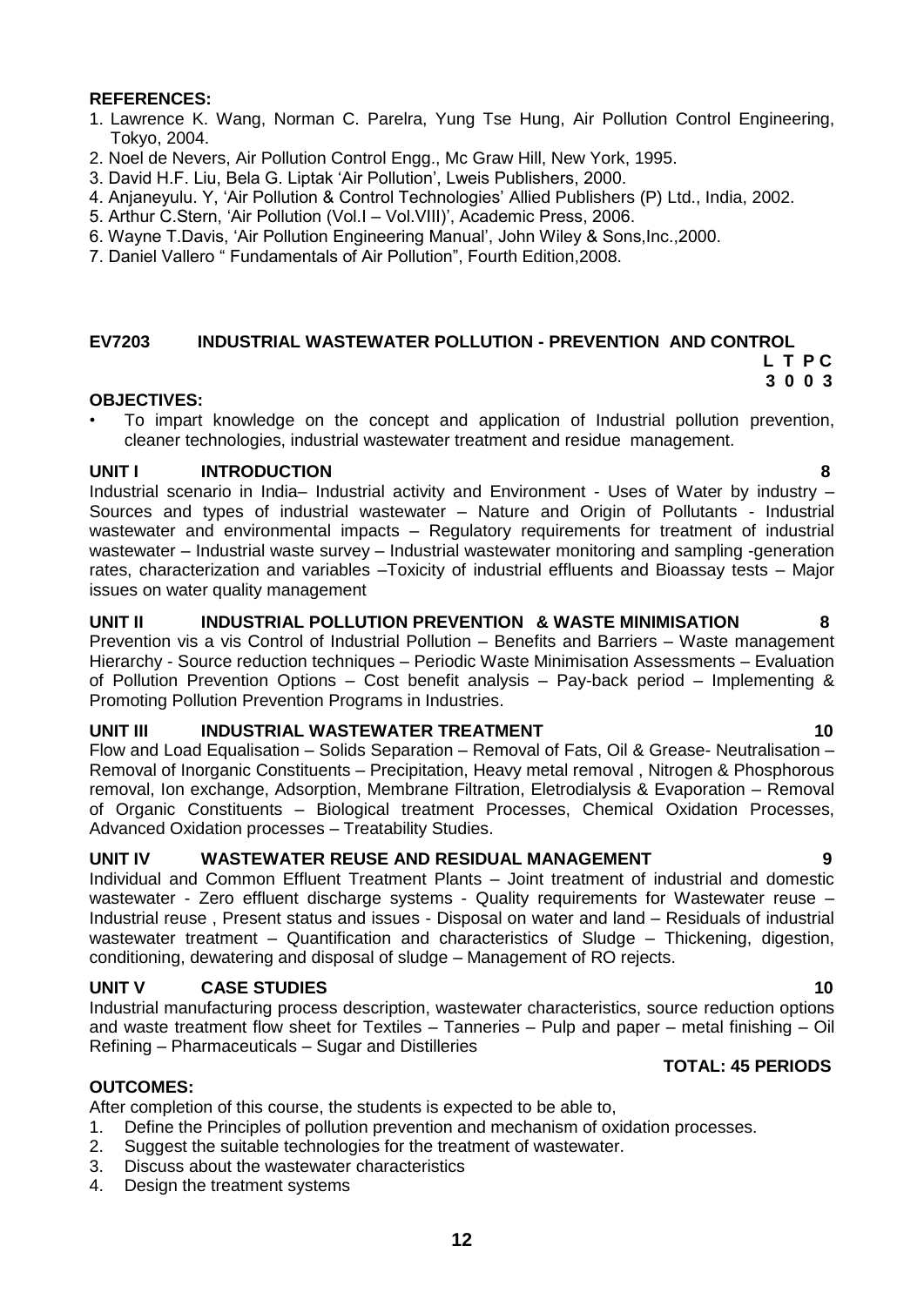**REFERENCES:**

1. Lawrence K. Wang, Norman C. Parelra, Yung Tse Hung, Air Pollution Control Engineering, Tokyo, 2004.
2. Noel de Nevers, Air Pollution Control Engg., Mc Graw Hill, New York, 1995.
3. David H.F. Liu, Bela G. Liptak 'Air Pollution', Lweis Publishers, 2000.
4. Anjaneyulu. Y, 'Air Pollution & Control Technologies' Allied Publishers (P) Ltd., India, 2002.
5. Arthur C.Stern, 'Air Pollution (Vol.I – Vol.VIII)', Academic Press, 2006.
6. Wayne T.Davis, 'Air Pollution Engineering Manual', John Wiley & Sons,Inc.,2000.
7. Daniel Vallero " Fundamentals of Air Pollution", Fourth Edition,2008.

## EV7203 INDUSTRIAL WASTEWATER POLLUTION - PREVENTION AND CONTROL

**L T P C**
**3 0 0 3**

**OBJECTIVES:**

- To impart knowledge on the concept and application of Industrial pollution prevention, cleaner technologies, industrial wastewater treatment and residue management.

**UNIT I INTRODUCTION 8**

Industrial scenario in India– Industrial activity and Environment - Uses of Water by industry – Sources and types of industrial wastewater – Nature and Origin of Pollutants - Industrial wastewater and environmental impacts – Regulatory requirements for treatment of industrial wastewater – Industrial waste survey – Industrial wastewater monitoring and sampling -generation rates, characterization and variables –Toxicity of industrial effluents and Bioassay tests – Major issues on water quality management

**UNIT II INDUSTRIAL POLLUTION PREVENTION & WASTE MINIMISATION 8**

Prevention vis a vis Control of Industrial Pollution – Benefits and Barriers – Waste management Hierarchy - Source reduction techniques – Periodic Waste Minimisation Assessments – Evaluation of Pollution Prevention Options – Cost benefit analysis – Pay-back period – Implementing & Promoting Pollution Prevention Programs in Industries.

**UNIT III INDUSTRIAL WASTEWATER TREATMENT 10**

Flow and Load Equalisation – Solids Separation – Removal of Fats, Oil & Grease- Neutralisation – Removal of Inorganic Constituents – Precipitation, Heavy metal removal , Nitrogen & Phosphorous removal, Ion exchange, Adsorption, Membrane Filtration, Eletrodialysis & Evaporation – Removal of Organic Constituents – Biological treatment Processes, Chemical Oxidation Processes, Advanced Oxidation processes – Treatability Studies.

**UNIT IV WASTEWATER REUSE AND RESIDUAL MANAGEMENT 9**

Individual and Common Effluent Treatment Plants – Joint treatment of industrial and domestic wastewater - Zero effluent discharge systems - Quality requirements for Wastewater reuse – Industrial reuse , Present status and issues - Disposal on water and land – Residuals of industrial wastewater treatment – Quantification and characteristics of Sludge – Thickening, digestion, conditioning, dewatering and disposal of sludge – Management of RO rejects.

**UNIT V CASE STUDIES 10**

Industrial manufacturing process description, wastewater characteristics, source reduction options and waste treatment flow sheet for Textiles – Tanneries – Pulp and paper – metal finishing – Oil Refining – Pharmaceuticals – Sugar and Distilleries

**TOTAL: 45 PERIODS**

**OUTCOMES:**

After completion of this course, the students is expected to be able to,

1. Define the Principles of pollution prevention and mechanism of oxidation processes.
2. Suggest the suitable technologies for the treatment of wastewater.
3. Discuss about the wastewater characteristics
4. Design the treatment systems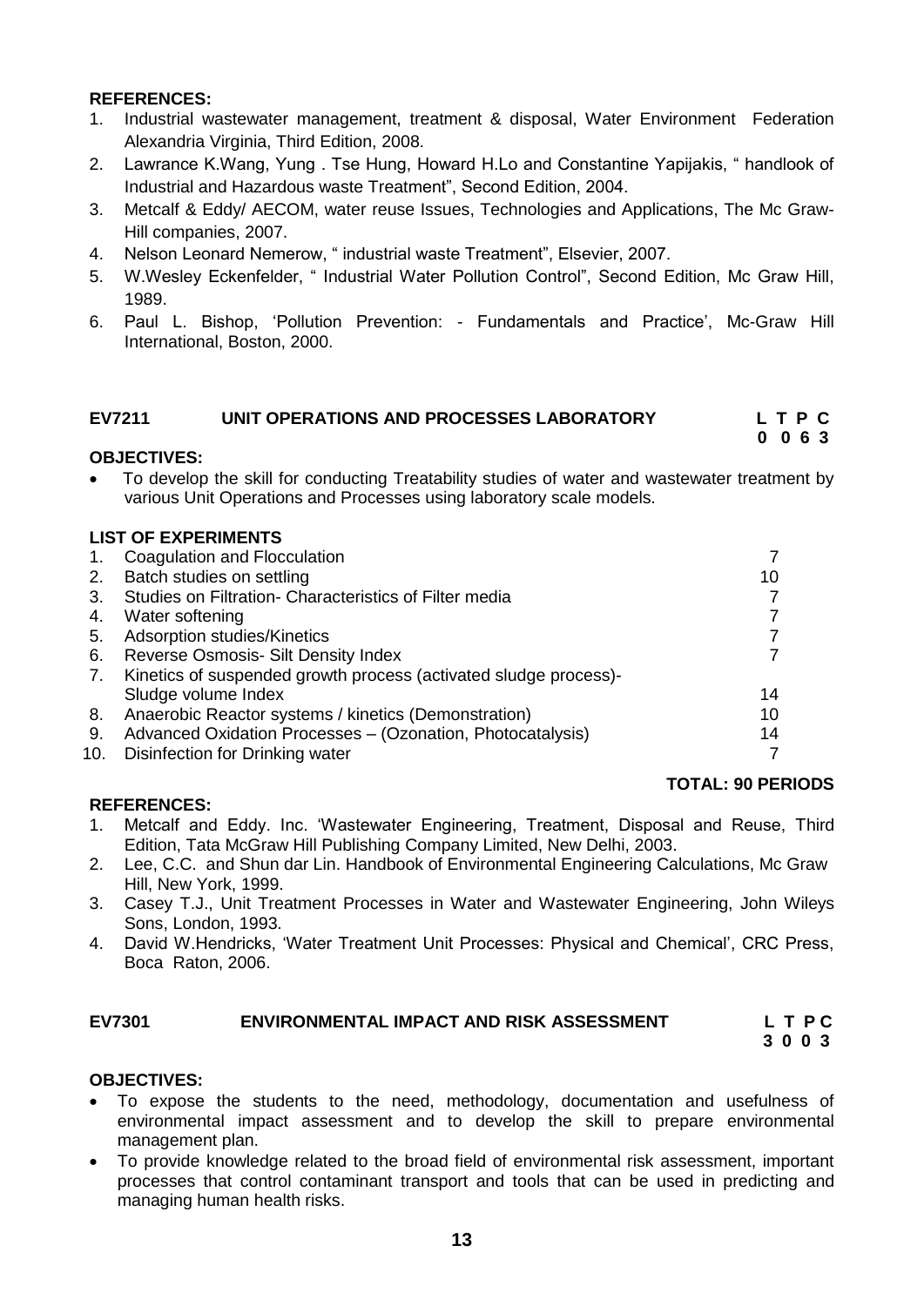**REFERENCES:**

1. Industrial wastewater management, treatment & disposal, Water Environment Federation Alexandria Virginia, Third Edition, 2008.
2. Lawrance K.Wang, Yung . Tse Hung, Howard H.Lo and Constantine Yapijakis, " handlook of Industrial and Hazardous waste Treatment", Second Edition, 2004.
3. Metcalf & Eddy/ AECOM, water reuse Issues, Technologies and Applications, The Mc Graw-Hill companies, 2007.
4. Nelson Leonard Nemerow, " industrial waste Treatment", Elsevier, 2007.
5. W.Wesley Eckenfelder, " Industrial Water Pollution Control", Second Edition, Mc Graw Hill, 1989.
6. Paul L. Bishop, 'Pollution Prevention: - Fundamentals and Practice', Mc-Graw Hill International, Boston, 2000.

## EV7211 UNIT OPERATIONS AND PROCESSES LABORATORY

| L | T | P | C |
|---|---|---|---|
| 0 | 0 | 6 | 3 |

**OBJECTIVES:**

- To develop the skill for conducting Treatability studies of water and wastewater treatment by various Unit Operations and Processes using laboratory scale models.

**LIST OF EXPERIMENTS**

| | | |
|---|---|---|
| 1. | Coagulation and Flocculation | 7 |
| 2. | Batch studies on settling | 10 |
| 3. | Studies on Filtration- Characteristics of Filter media | 7 |
| 4. | Water softening | 7 |
| 5. | Adsorption studies/Kinetics | 7 |
| 6. | Reverse Osmosis- Silt Density Index | 7 |
| 7. | Kinetics of suspended growth process (activated sludge process)- Sludge volume Index | 14 |
| 8. | Anaerobic Reactor systems / kinetics (Demonstration) | 10 |
| 9. | Advanced Oxidation Processes – (Ozonation, Photocatalysis) | 14 |
| 10. | Disinfection for Drinking water | 7 |

**TOTAL: 90 PERIODS**

**REFERENCES:**

1. Metcalf and Eddy. Inc. 'Wastewater Engineering, Treatment, Disposal and Reuse, Third Edition, Tata McGraw Hill Publishing Company Limited, New Delhi, 2003.
2. Lee, C.C. and Shun dar Lin. Handbook of Environmental Engineering Calculations, Mc Graw Hill, New York, 1999.
3. Casey T.J., Unit Treatment Processes in Water and Wastewater Engineering, John Wileys Sons, London, 1993.
4. David W.Hendricks, 'Water Treatment Unit Processes: Physical and Chemical', CRC Press, Boca Raton, 2006.

## EV7301 ENVIRONMENTAL IMPACT AND RISK ASSESSMENT

| L | T | P | C |
|---|---|---|---|
| 3 | 0 | 0 | 3 |

**OBJECTIVES:**

- To expose the students to the need, methodology, documentation and usefulness of environmental impact assessment and to develop the skill to prepare environmental management plan.
- To provide knowledge related to the broad field of environmental risk assessment, important processes that control contaminant transport and tools that can be used in predicting and managing human health risks.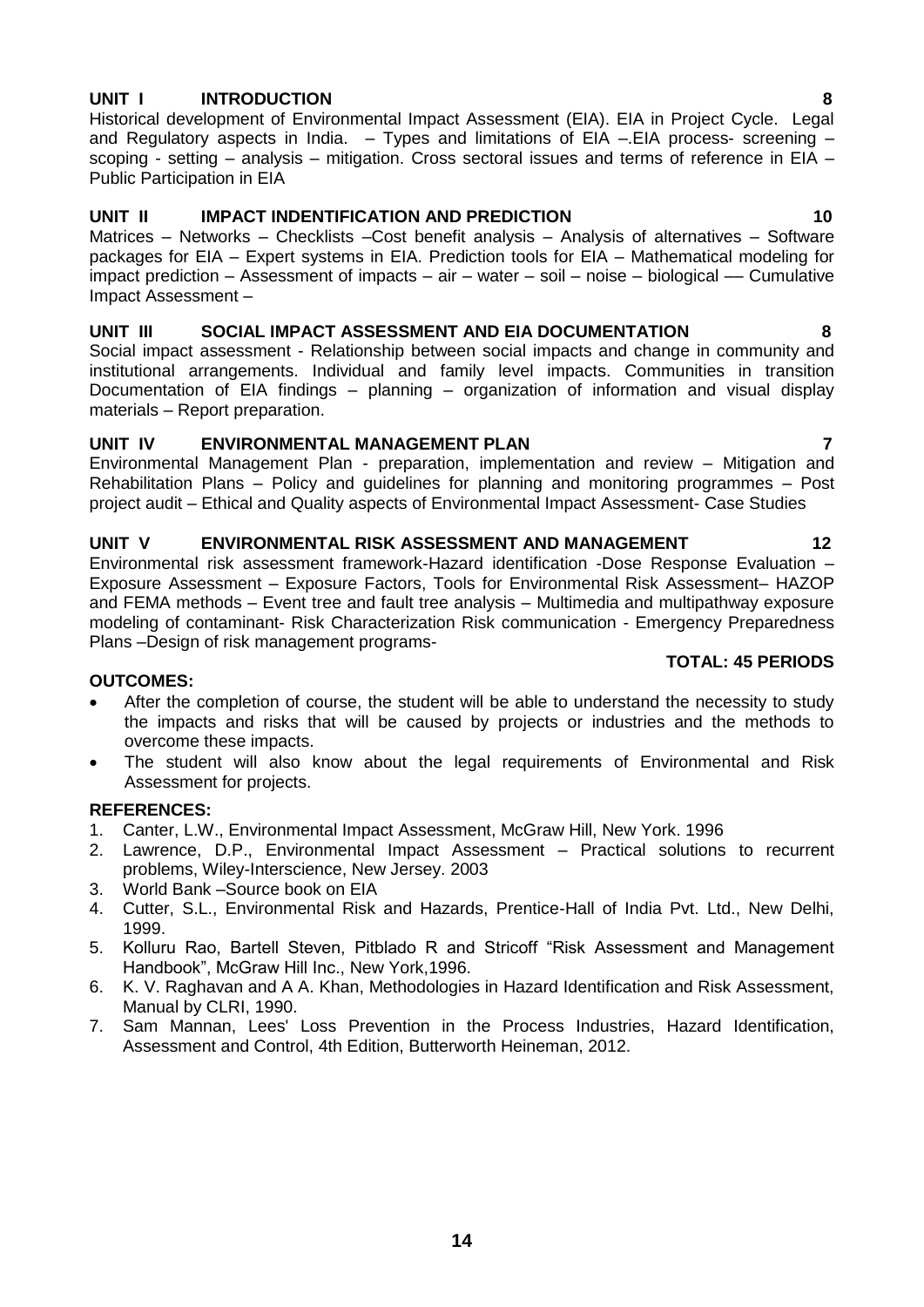**UNIT I INTRODUCTION 8**

Historical development of Environmental Impact Assessment (EIA). EIA in Project Cycle. Legal and Regulatory aspects in India. – Types and limitations of EIA –.EIA process- screening – scoping - setting – analysis – mitigation. Cross sectoral issues and terms of reference in EIA – Public Participation in EIA

**UNIT II IMPACT INDENTIFICATION AND PREDICTION 10**

Matrices – Networks – Checklists –Cost benefit analysis – Analysis of alternatives – Software packages for EIA – Expert systems in EIA. Prediction tools for EIA – Mathematical modeling for impact prediction – Assessment of impacts – air – water – soil – noise – biological –– Cumulative Impact Assessment –

**UNIT III SOCIAL IMPACT ASSESSMENT AND EIA DOCUMENTATION 8**

Social impact assessment - Relationship between social impacts and change in community and institutional arrangements. Individual and family level impacts. Communities in transition Documentation of EIA findings – planning – organization of information and visual display materials – Report preparation.

**UNIT IV ENVIRONMENTAL MANAGEMENT PLAN 7**

Environmental Management Plan - preparation, implementation and review – Mitigation and Rehabilitation Plans – Policy and guidelines for planning and monitoring programmes – Post project audit – Ethical and Quality aspects of Environmental Impact Assessment- Case Studies

**UNIT V ENVIRONMENTAL RISK ASSESSMENT AND MANAGEMENT 12**

Environmental risk assessment framework-Hazard identification -Dose Response Evaluation – Exposure Assessment – Exposure Factors, Tools for Environmental Risk Assessment– HAZOP and FEMA methods – Event tree and fault tree analysis – Multimedia and multipathway exposure modeling of contaminant- Risk Characterization Risk communication - Emergency Preparedness Plans –Design of risk management programs-

**TOTAL: 45 PERIODS**

**OUTCOMES:**

- After the completion of course, the student will be able to understand the necessity to study the impacts and risks that will be caused by projects or industries and the methods to overcome these impacts.
- The student will also know about the legal requirements of Environmental and Risk Assessment for projects.

**REFERENCES:**

1. Canter, L.W., Environmental Impact Assessment, McGraw Hill, New York. 1996
2. Lawrence, D.P., Environmental Impact Assessment – Practical solutions to recurrent problems, Wiley-Interscience, New Jersey. 2003
3. World Bank –Source book on EIA
4. Cutter, S.L., Environmental Risk and Hazards, Prentice-Hall of India Pvt. Ltd., New Delhi, 1999.
5. Kolluru Rao, Bartell Steven, Pitblado R and Stricoff "Risk Assessment and Management Handbook", McGraw Hill Inc., New York,1996.
6. K. V. Raghavan and A A. Khan, Methodologies in Hazard Identification and Risk Assessment, Manual by CLRI, 1990.
7. Sam Mannan, Lees' Loss Prevention in the Process Industries, Hazard Identification, Assessment and Control, 4th Edition, Butterworth Heineman, 2012.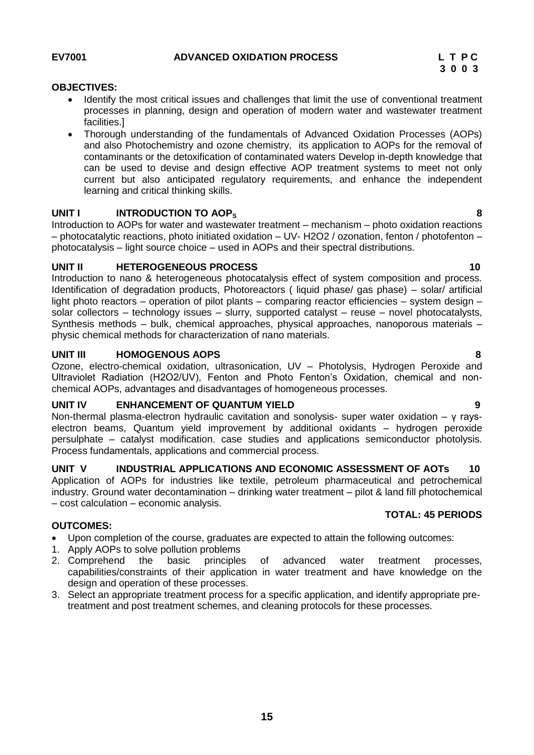**EV7001 ADVANCED OXIDATION PROCESS**

**L T P C**
**3 0 0 3**

**OBJECTIVES:**

- Identify the most critical issues and challenges that limit the use of conventional treatment processes in planning, design and operation of modern water and wastewater treatment facilities.]
- Thorough understanding of the fundamentals of Advanced Oxidation Processes (AOPs) and also Photochemistry and ozone chemistry, its application to AOPs for the removal of contaminants or the detoxification of contaminated waters Develop in-depth knowledge that can be used to devise and design effective AOP treatment systems to meet not only current but also anticipated regulatory requirements, and enhance the independent learning and critical thinking skills.

**UNIT I INTRODUCTION TO AOP$_S$ 8**

Introduction to AOPs for water and wastewater treatment – mechanism – photo oxidation reactions – photocatalytic reactions, photo initiated oxidation – UV- H2O2 / ozonation, fenton / photofenton – photocatalysis – light source choice – used in AOPs and their spectral distributions.

**UNIT II HETEROGENEOUS PROCESS 10**

Introduction to nano & heterogeneous photocatalysis effect of system composition and process. Identification of degradation products, Photoreactors ( liquid phase/ gas phase) – solar/ artificial light photo reactors – operation of pilot plants – comparing reactor efficiencies – system design – solar collectors – technology issues – slurry, supported catalyst – reuse – novel photocatalysts, Synthesis methods – bulk, chemical approaches, physical approaches, nanoporous materials – physic chemical methods for characterization of nano materials.

**UNIT III HOMOGENOUS AOPS 8**

Ozone, electro-chemical oxidation, ultrasonication, UV – Photolysis, Hydrogen Peroxide and Ultraviolet Radiation (H2O2/UV), Fenton and Photo Fenton's Oxidation, chemical and non-chemical AOPs, advantages and disadvantages of homogeneous processes.

**UNIT IV ENHANCEMENT OF QUANTUM YIELD 9**

Non-thermal plasma-electron hydraulic cavitation and sonolysis- super water oxidation – γ rays-electron beams, Quantum yield improvement by additional oxidants – hydrogen peroxide persulphate – catalyst modification. case studies and applications semiconductor photolysis. Process fundamentals, applications and commercial process.

**UNIT V INDUSTRIAL APPLICATIONS AND ECONOMIC ASSESSMENT OF AOTs 10**

Application of AOPs for industries like textile, petroleum pharmaceutical and petrochemical industry. Ground water decontamination – drinking water treatment – pilot & land fill photochemical – cost calculation – economic analysis.

**TOTAL: 45 PERIODS**

**OUTCOMES:**

- Upon completion of the course, graduates are expected to attain the following outcomes:

1. Apply AOPs to solve pollution problems
2. Comprehend the basic principles of advanced water treatment processes, capabilities/constraints of their application in water treatment and have knowledge on the design and operation of these processes.
3. Select an appropriate treatment process for a specific application, and identify appropriate pre-treatment and post treatment schemes, and cleaning protocols for these processes.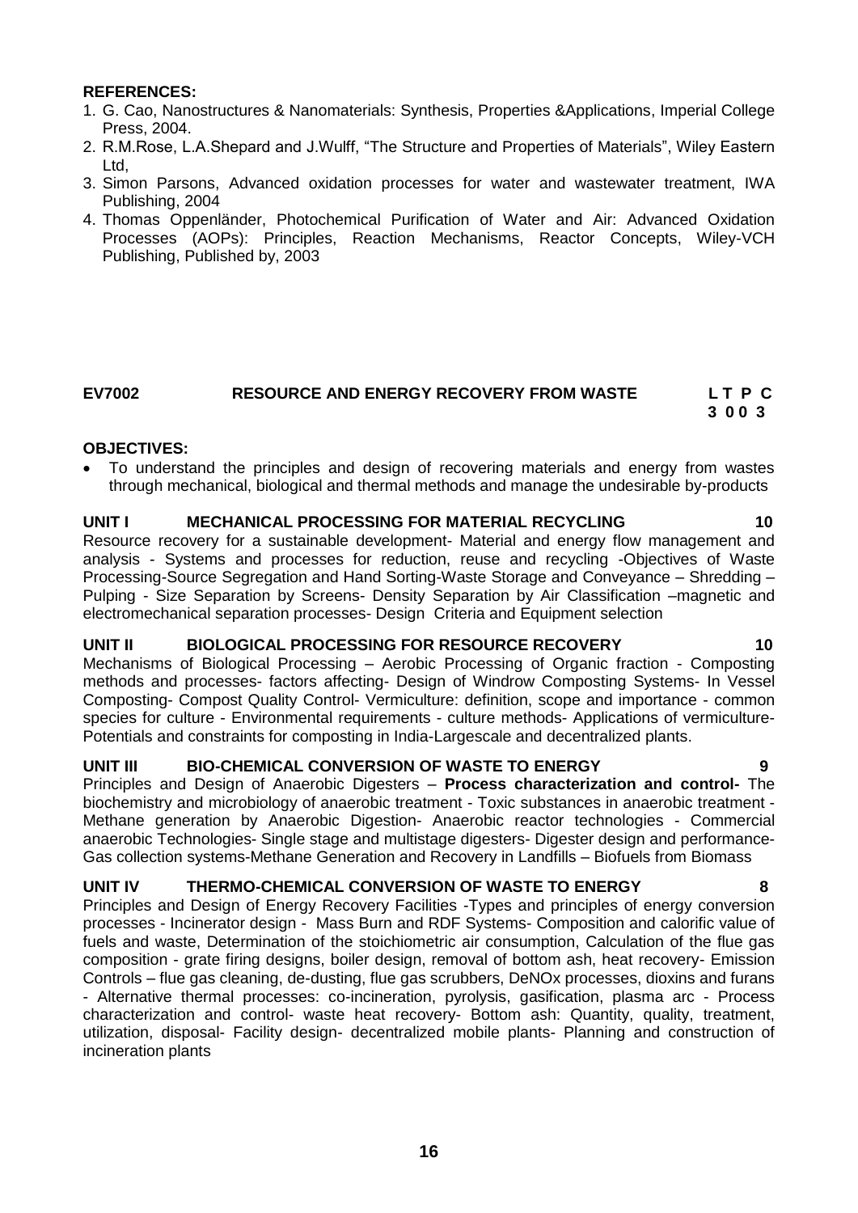**REFERENCES:**

1. G. Cao, Nanostructures & Nanomaterials: Synthesis, Properties &Applications, Imperial College Press, 2004.
2. R.M.Rose, L.A.Shepard and J.Wulff, "The Structure and Properties of Materials", Wiley Eastern Ltd,
3. Simon Parsons, Advanced oxidation processes for water and wastewater treatment, IWA Publishing, 2004
4. Thomas Oppenländer, Photochemical Purification of Water and Air: Advanced Oxidation Processes (AOPs): Principles, Reaction Mechanisms, Reactor Concepts, Wiley-VCH Publishing, Published by, 2003

## EV7002 RESOURCE AND ENERGY RECOVERY FROM WASTE

**L T P C**
**3 0 0 3**

**OBJECTIVES:**

- To understand the principles and design of recovering materials and energy from wastes through mechanical, biological and thermal methods and manage the undesirable by-products

**UNIT I MECHANICAL PROCESSING FOR MATERIAL RECYCLING 10**

Resource recovery for a sustainable development- Material and energy flow management and analysis - Systems and processes for reduction, reuse and recycling -Objectives of Waste Processing-Source Segregation and Hand Sorting-Waste Storage and Conveyance – Shredding – Pulping - Size Separation by Screens- Density Separation by Air Classification –magnetic and electromechanical separation processes- Design Criteria and Equipment selection

**UNIT II BIOLOGICAL PROCESSING FOR RESOURCE RECOVERY 10**

Mechanisms of Biological Processing – Aerobic Processing of Organic fraction - Composting methods and processes- factors affecting- Design of Windrow Composting Systems- In Vessel Composting- Compost Quality Control- Vermiculture: definition, scope and importance - common species for culture - Environmental requirements - culture methods- Applications of vermiculture- Potentials and constraints for composting in India-Largescale and decentralized plants.

**UNIT III BIO-CHEMICAL CONVERSION OF WASTE TO ENERGY 9**

Principles and Design of Anaerobic Digesters – **Process characterization and control-** The biochemistry and microbiology of anaerobic treatment - Toxic substances in anaerobic treatment - Methane generation by Anaerobic Digestion- Anaerobic reactor technologies - Commercial anaerobic Technologies- Single stage and multistage digesters- Digester design and performance- Gas collection systems-Methane Generation and Recovery in Landfills – Biofuels from Biomass

**UNIT IV THERMO-CHEMICAL CONVERSION OF WASTE TO ENERGY 8**

Principles and Design of Energy Recovery Facilities -Types and principles of energy conversion processes - Incinerator design - Mass Burn and RDF Systems- Composition and calorific value of fuels and waste, Determination of the stoichiometric air consumption, Calculation of the flue gas composition - grate firing designs, boiler design, removal of bottom ash, heat recovery- Emission Controls – flue gas cleaning, de-dusting, flue gas scrubbers, DeNOx processes, dioxins and furans - Alternative thermal processes: co-incineration, pyrolysis, gasification, plasma arc - Process characterization and control- waste heat recovery- Bottom ash: Quantity, quality, treatment, utilization, disposal- Facility design- decentralized mobile plants- Planning and construction of incineration plants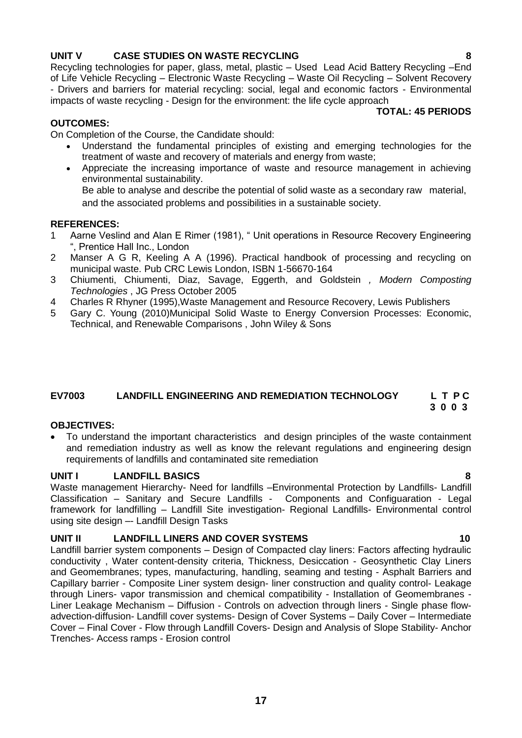### UNIT V CASE STUDIES ON WASTE RECYCLING 8

Recycling technologies for paper, glass, metal, plastic – Used Lead Acid Battery Recycling –End of Life Vehicle Recycling – Electronic Waste Recycling – Waste Oil Recycling – Solvent Recovery - Drivers and barriers for material recycling: social, legal and economic factors - Environmental impacts of waste recycling - Design for the environment: the life cycle approach

**TOTAL: 45 PERIODS**

**OUTCOMES:**

On Completion of the Course, the Candidate should:

- Understand the fundamental principles of existing and emerging technologies for the treatment of waste and recovery of materials and energy from waste;
- Appreciate the increasing importance of waste and resource management in achieving environmental sustainability.
  Be able to analyse and describe the potential of solid waste as a secondary raw material, and the associated problems and possibilities in a sustainable society.

**REFERENCES:**

1. Aarne Veslind and Alan E Rimer (1981), " Unit operations in Resource Recovery Engineering ", Prentice Hall Inc., London
2. Manser A G R, Keeling A A (1996). Practical handbook of processing and recycling on municipal waste. Pub CRC Lewis London, ISBN 1-56670-164
3. Chiumenti, Chiumenti, Diaz, Savage, Eggerth, and Goldstein , *Modern Composting Technologies* , JG Press October 2005
4. Charles R Rhyner (1995),Waste Management and Resource Recovery, Lewis Publishers
5. Gary C. Young (2010)Municipal Solid Waste to Energy Conversion Processes: Economic, Technical, and Renewable Comparisons , John Wiley & Sons

## EV7003 LANDFILL ENGINEERING AND REMEDIATION TECHNOLOGY

**L T P C**
**3 0 0 3**

**OBJECTIVES:**

- To understand the important characteristics and design principles of the waste containment and remediation industry as well as know the relevant regulations and engineering design requirements of landfills and contaminated site remediation

### UNIT I LANDFILL BASICS 8

Waste management Hierarchy- Need for landfills –Environmental Protection by Landfills- Landfill Classification – Sanitary and Secure Landfills - Components and Configuaration - Legal framework for landfilling – Landfill Site investigation- Regional Landfills- Environmental control using site design –- Landfill Design Tasks

### UNIT II LANDFILL LINERS AND COVER SYSTEMS 10

Landfill barrier system components – Design of Compacted clay liners: Factors affecting hydraulic conductivity , Water content-density criteria, Thickness, Desiccation - Geosynthetic Clay Liners and Geomembranes; types, manufacturing, handling, seaming and testing - Asphalt Barriers and Capillary barrier - Composite Liner system design- liner construction and quality control- Leakage through Liners- vapor transmission and chemical compatibility - Installation of Geomembranes - Liner Leakage Mechanism – Diffusion - Controls on advection through liners - Single phase flow-advection-diffusion- Landfill cover systems- Design of Cover Systems – Daily Cover – Intermediate Cover – Final Cover - Flow through Landfill Covers- Design and Analysis of Slope Stability- Anchor Trenches- Access ramps - Erosion control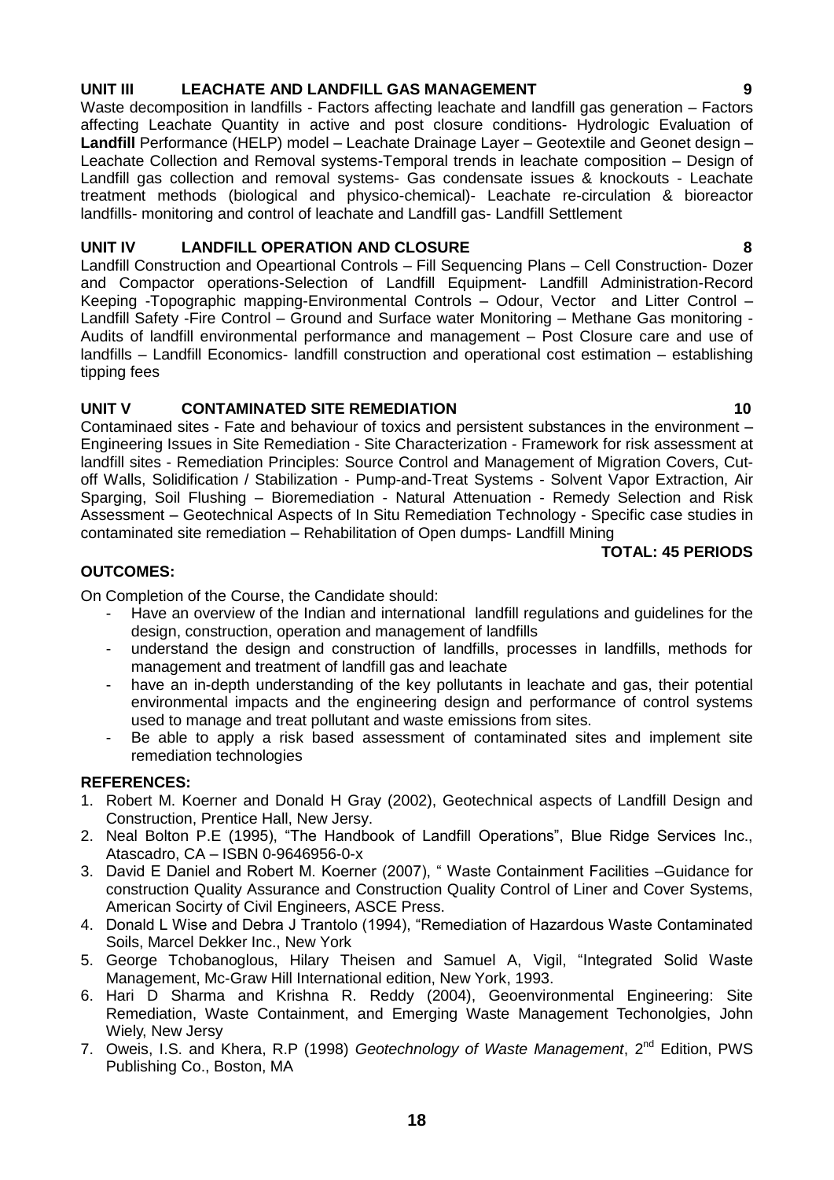**UNIT III LEACHATE AND LANDFILL GAS MANAGEMENT 9**

Waste decomposition in landfills - Factors affecting leachate and landfill gas generation – Factors affecting Leachate Quantity in active and post closure conditions- Hydrologic Evaluation of **Landfill** Performance (HELP) model – Leachate Drainage Layer – Geotextile and Geonet design – Leachate Collection and Removal systems-Temporal trends in leachate composition – Design of Landfill gas collection and removal systems- Gas condensate issues & knockouts - Leachate treatment methods (biological and physico-chemical)- Leachate re-circulation & bioreactor landfills- monitoring and control of leachate and Landfill gas- Landfill Settlement

**UNIT IV LANDFILL OPERATION AND CLOSURE 8**

Landfill Construction and Opeartional Controls – Fill Sequencing Plans – Cell Construction- Dozer and Compactor operations-Selection of Landfill Equipment- Landfill Administration-Record Keeping -Topographic mapping-Environmental Controls – Odour, Vector and Litter Control – Landfill Safety -Fire Control – Ground and Surface water Monitoring – Methane Gas monitoring - Audits of landfill environmental performance and management – Post Closure care and use of landfills – Landfill Economics- landfill construction and operational cost estimation – establishing tipping fees

**UNIT V CONTAMINATED SITE REMEDIATION 10**

Contaminaed sites - Fate and behaviour of toxics and persistent substances in the environment – Engineering Issues in Site Remediation - Site Characterization - Framework for risk assessment at landfill sites - Remediation Principles: Source Control and Management of Migration Covers, Cut-off Walls, Solidification / Stabilization - Pump-and-Treat Systems - Solvent Vapor Extraction, Air Sparging, Soil Flushing – Bioremediation - Natural Attenuation - Remedy Selection and Risk Assessment – Geotechnical Aspects of In Situ Remediation Technology - Specific case studies in contaminated site remediation – Rehabilitation of Open dumps- Landfill Mining

**TOTAL: 45 PERIODS**

**OUTCOMES:**

On Completion of the Course, the Candidate should:

- Have an overview of the Indian and international landfill regulations and guidelines for the design, construction, operation and management of landfills
- understand the design and construction of landfills, processes in landfills, methods for management and treatment of landfill gas and leachate
- have an in-depth understanding of the key pollutants in leachate and gas, their potential environmental impacts and the engineering design and performance of control systems used to manage and treat pollutant and waste emissions from sites.
- Be able to apply a risk based assessment of contaminated sites and implement site remediation technologies

**REFERENCES:**

1. Robert M. Koerner and Donald H Gray (2002), Geotechnical aspects of Landfill Design and Construction, Prentice Hall, New Jersy.
2. Neal Bolton P.E (1995), "The Handbook of Landfill Operations", Blue Ridge Services Inc., Atascadro, CA – ISBN 0-9646956-0-x
3. David E Daniel and Robert M. Koerner (2007), " Waste Containment Facilities –Guidance for construction Quality Assurance and Construction Quality Control of Liner and Cover Systems, American Socirty of Civil Engineers, ASCE Press.
4. Donald L Wise and Debra J Trantolo (1994), "Remediation of Hazardous Waste Contaminated Soils, Marcel Dekker Inc., New York
5. George Tchobanoglous, Hilary Theisen and Samuel A, Vigil, "Integrated Solid Waste Management, Mc-Graw Hill International edition, New York, 1993.
6. Hari D Sharma and Krishna R. Reddy (2004), Geoenvironmental Engineering: Site Remediation, Waste Containment, and Emerging Waste Management Techonolgies, John Wiely, New Jersy
7. Oweis, I.S. and Khera, R.P (1998) *Geotechnology of Waste Management*, 2nd Edition, PWS Publishing Co., Boston, MA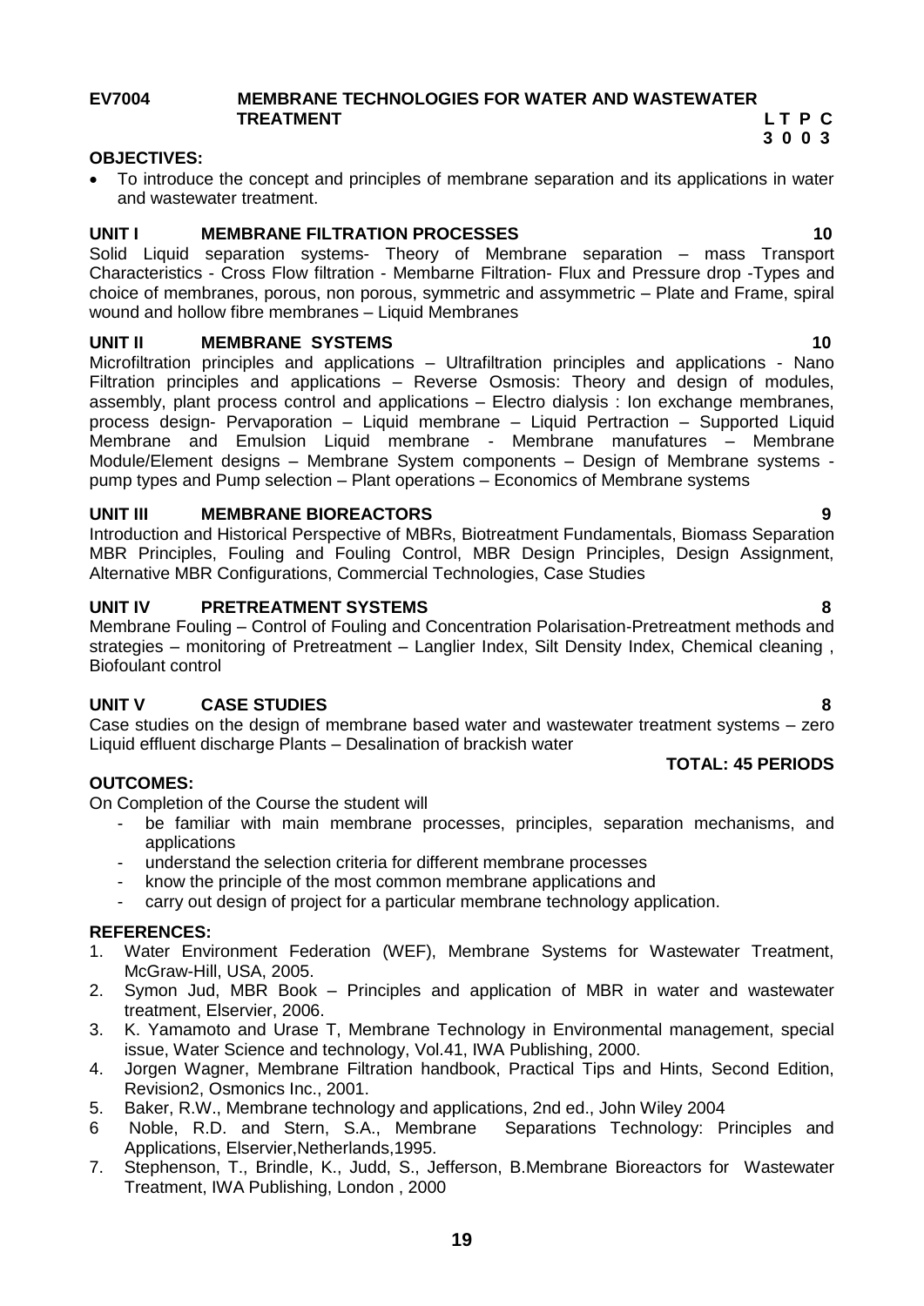**EV7004 MEMBRANE TECHNOLOGIES FOR WATER AND WASTEWATER TREATMENT** **L T P C**
**3 0 0 3**

**OBJECTIVES:**

- To introduce the concept and principles of membrane separation and its applications in water and wastewater treatment.

**UNIT I MEMBRANE FILTRATION PROCESSES 10**

Solid Liquid separation systems- Theory of Membrane separation – mass Transport Characteristics - Cross Flow filtration - Membarne Filtration- Flux and Pressure drop -Types and choice of membranes, porous, non porous, symmetric and assymmetric – Plate and Frame, spiral wound and hollow fibre membranes – Liquid Membranes

**UNIT II MEMBRANE SYSTEMS 10**

Microfiltration principles and applications – Ultrafiltration principles and applications - Nano Filtration principles and applications – Reverse Osmosis: Theory and design of modules, assembly, plant process control and applications – Electro dialysis : Ion exchange membranes, process design- Pervaporation – Liquid membrane – Liquid Pertraction – Supported Liquid Membrane and Emulsion Liquid membrane - Membrane manufatures – Membrane Module/Element designs – Membrane System components – Design of Membrane systems - pump types and Pump selection – Plant operations – Economics of Membrane systems

**UNIT III MEMBRANE BIOREACTORS 9**

Introduction and Historical Perspective of MBRs, Biotreatment Fundamentals, Biomass Separation MBR Principles, Fouling and Fouling Control, MBR Design Principles, Design Assignment, Alternative MBR Configurations, Commercial Technologies, Case Studies

**UNIT IV PRETREATMENT SYSTEMS 8**

Membrane Fouling – Control of Fouling and Concentration Polarisation-Pretreatment methods and strategies – monitoring of Pretreatment – Langlier Index, Silt Density Index, Chemical cleaning , Biofoulant control

**UNIT V CASE STUDIES 8**

Case studies on the design of membrane based water and wastewater treatment systems – zero Liquid effluent discharge Plants – Desalination of brackish water

**TOTAL: 45 PERIODS**

**OUTCOMES:**

On Completion of the Course the student will

- be familiar with main membrane processes, principles, separation mechanisms, and applications
- understand the selection criteria for different membrane processes
- know the principle of the most common membrane applications and
- carry out design of project for a particular membrane technology application.

**REFERENCES:**

1. Water Environment Federation (WEF), Membrane Systems for Wastewater Treatment, McGraw-Hill, USA, 2005.
2. Symon Jud, MBR Book – Principles and application of MBR in water and wastewater treatment, Elservier, 2006.
3. K. Yamamoto and Urase T, Membrane Technology in Environmental management, special issue, Water Science and technology, Vol.41, IWA Publishing, 2000.
4. Jorgen Wagner, Membrane Filtration handbook, Practical Tips and Hints, Second Edition, Revision2, Osmonics Inc., 2001.
5. Baker, R.W., Membrane technology and applications, 2nd ed., John Wiley 2004
6. Noble, R.D. and Stern, S.A., Membrane Separations Technology: Principles and Applications, Elservier,Netherlands,1995.
7. Stephenson, T., Brindle, K., Judd, S., Jefferson, B.Membrane Bioreactors for Wastewater Treatment, IWA Publishing, London , 2000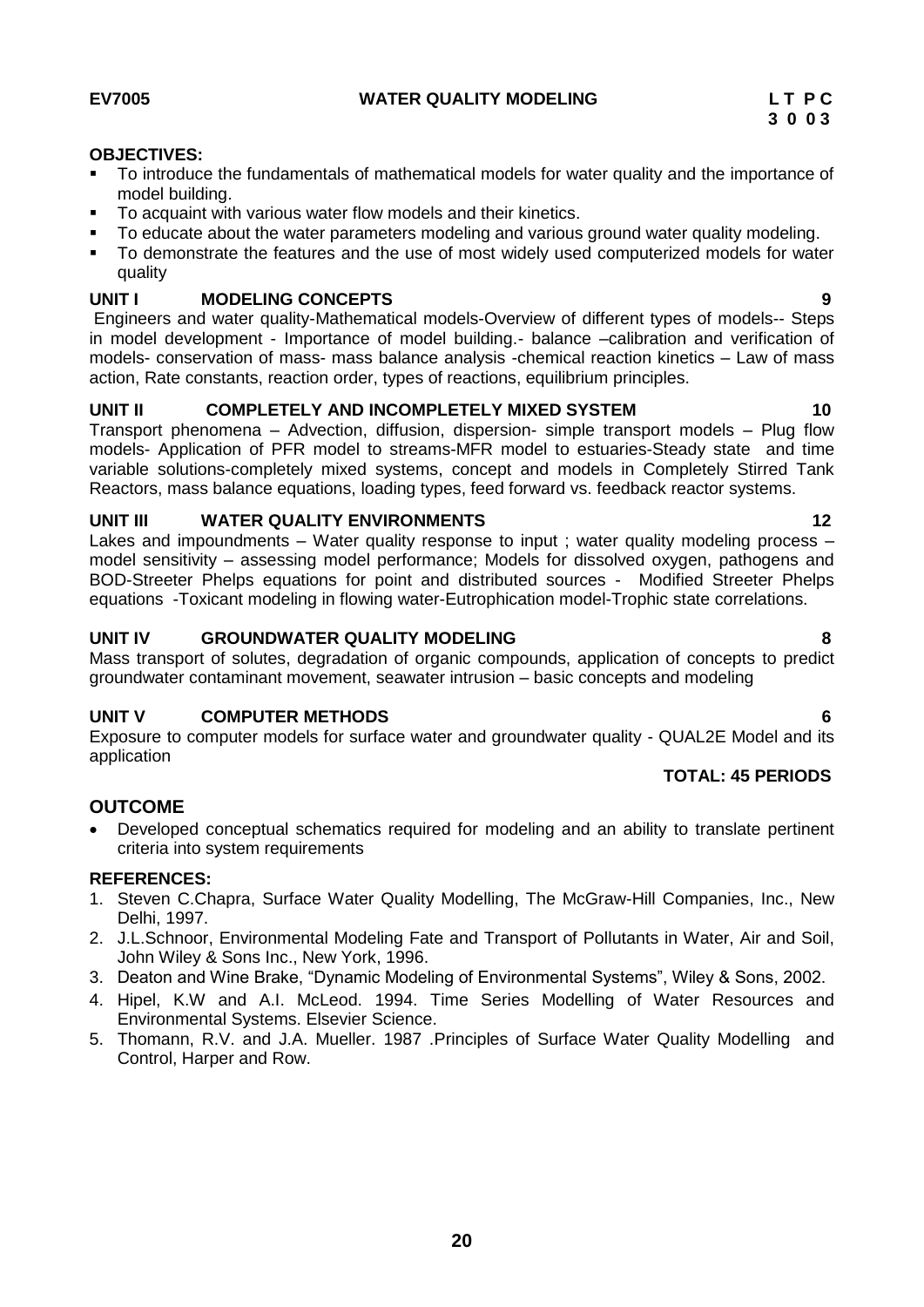**EV7005 WATER QUALITY MODELING**

**L T P C**
**3 0 0 3**

**OBJECTIVES:**

- To introduce the fundamentals of mathematical models for water quality and the importance of model building.
- To acquaint with various water flow models and their kinetics.
- To educate about the water parameters modeling and various ground water quality modeling.
- To demonstrate the features and the use of most widely used computerized models for water quality

**UNIT I MODELING CONCEPTS 9**

Engineers and water quality-Mathematical models-Overview of different types of models-- Steps in model development - Importance of model building.- balance –calibration and verification of models- conservation of mass- mass balance analysis -chemical reaction kinetics – Law of mass action, Rate constants, reaction order, types of reactions, equilibrium principles.

**UNIT II COMPLETELY AND INCOMPLETELY MIXED SYSTEM 10**

Transport phenomena – Advection, diffusion, dispersion- simple transport models – Plug flow models- Application of PFR model to streams-MFR model to estuaries-Steady state and time variable solutions-completely mixed systems, concept and models in Completely Stirred Tank Reactors, mass balance equations, loading types, feed forward vs. feedback reactor systems.

**UNIT III WATER QUALITY ENVIRONMENTS 12**

Lakes and impoundments – Water quality response to input ; water quality modeling process – model sensitivity – assessing model performance; Models for dissolved oxygen, pathogens and BOD-Streeter Phelps equations for point and distributed sources - Modified Streeter Phelps equations -Toxicant modeling in flowing water-Eutrophication model-Trophic state correlations.

**UNIT IV GROUNDWATER QUALITY MODELING 8**

Mass transport of solutes, degradation of organic compounds, application of concepts to predict groundwater contaminant movement, seawater intrusion – basic concepts and modeling

**UNIT V COMPUTER METHODS 6**

Exposure to computer models for surface water and groundwater quality - QUAL2E Model and its application

**TOTAL: 45 PERIODS**

## OUTCOME

- Developed conceptual schematics required for modeling and an ability to translate pertinent criteria into system requirements

**REFERENCES:**

1. Steven C.Chapra, Surface Water Quality Modelling, The McGraw-Hill Companies, Inc., New Delhi, 1997.
2. J.L.Schnoor, Environmental Modeling Fate and Transport of Pollutants in Water, Air and Soil, John Wiley & Sons Inc., New York, 1996.
3. Deaton and Wine Brake, "Dynamic Modeling of Environmental Systems", Wiley & Sons, 2002.
4. Hipel, K.W and A.I. McLeod. 1994. Time Series Modelling of Water Resources and Environmental Systems. Elsevier Science.
5. Thomann, R.V. and J.A. Mueller. 1987 .Principles of Surface Water Quality Modelling and Control, Harper and Row.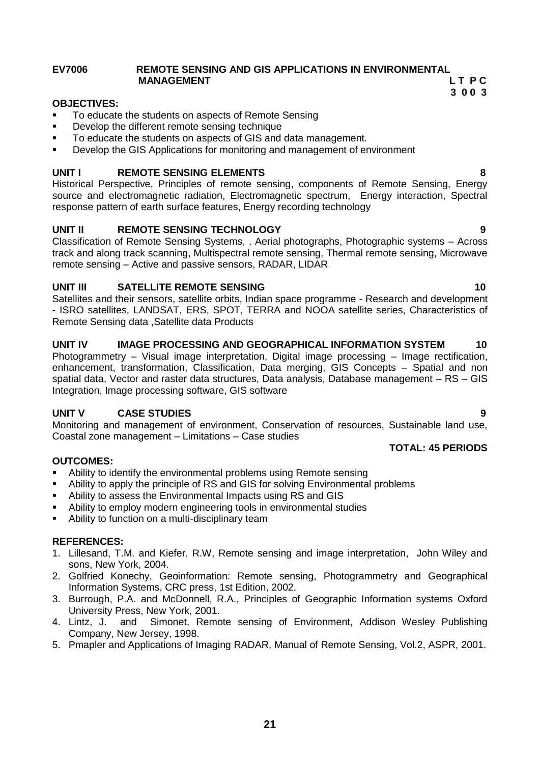**EV7006 REMOTE SENSING AND GIS APPLICATIONS IN ENVIRONMENTAL MANAGEMENT**

**L T P C**
**3 0 0 3**

**OBJECTIVES:**

- To educate the students on aspects of Remote Sensing
- Develop the different remote sensing technique
- To educate the students on aspects of GIS and data management.
- Develop the GIS Applications for monitoring and management of environment

**UNIT I REMOTE SENSING ELEMENTS 8**

Historical Perspective, Principles of remote sensing, components of Remote Sensing, Energy source and electromagnetic radiation, Electromagnetic spectrum, Energy interaction, Spectral response pattern of earth surface features, Energy recording technology

**UNIT II REMOTE SENSING TECHNOLOGY 9**

Classification of Remote Sensing Systems, , Aerial photographs, Photographic systems – Across track and along track scanning, Multispectral remote sensing, Thermal remote sensing, Microwave remote sensing – Active and passive sensors, RADAR, LIDAR

**UNIT III SATELLITE REMOTE SENSING 10**

Satellites and their sensors, satellite orbits, Indian space programme - Research and development - ISRO satellites, LANDSAT, ERS, SPOT, TERRA and NOOA satellite series, Characteristics of Remote Sensing data ,Satellite data Products

**UNIT IV IMAGE PROCESSING AND GEOGRAPHICAL INFORMATION SYSTEM 10**

Photogrammetry – Visual image interpretation, Digital image processing – Image rectification, enhancement, transformation, Classification, Data merging, GIS Concepts – Spatial and non spatial data, Vector and raster data structures, Data analysis, Database management – RS – GIS Integration, Image processing software, GIS software

**UNIT V CASE STUDIES 9**

Monitoring and management of environment, Conservation of resources, Sustainable land use, Coastal zone management – Limitations – Case studies

**TOTAL: 45 PERIODS**

**OUTCOMES:**

- Ability to identify the environmental problems using Remote sensing
- Ability to apply the principle of RS and GIS for solving Environmental problems
- Ability to assess the Environmental Impacts using RS and GIS
- Ability to employ modern engineering tools in environmental studies
- Ability to function on a multi-disciplinary team

**REFERENCES:**

1. Lillesand, T.M. and Kiefer, R.W, Remote sensing and image interpretation, John Wiley and sons, New York, 2004.
2. Golfried Konechy, Geoinformation: Remote sensing, Photogrammetry and Geographical Information Systems, CRC press, 1st Edition, 2002.
3. Burrough, P.A. and McDonnell, R.A., Principles of Geographic Information systems Oxford University Press, New York, 2001.
4. Lintz, J. and Simonet, Remote sensing of Environment, Addison Wesley Publishing Company, New Jersey, 1998.
5. Pmapler and Applications of Imaging RADAR, Manual of Remote Sensing, Vol.2, ASPR, 2001.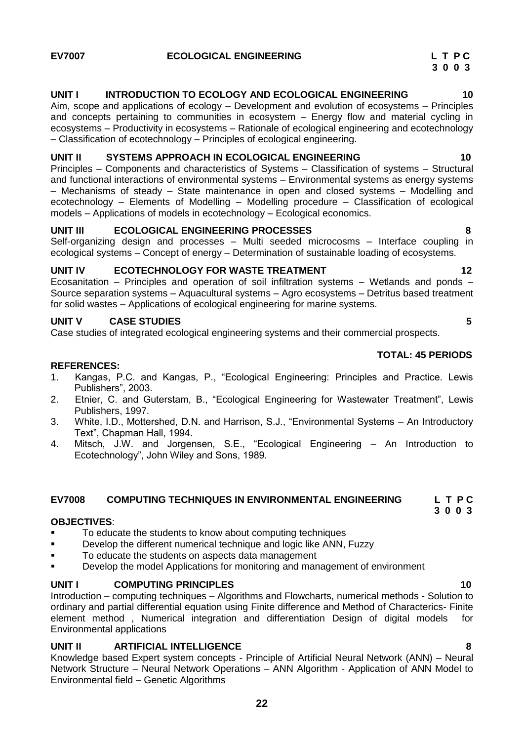**EV7007 ECOLOGICAL ENGINEERING** **L T P C**
**3 0 0 3**

**UNIT I INTRODUCTION TO ECOLOGY AND ECOLOGICAL ENGINEERING 10**

Aim, scope and applications of ecology – Development and evolution of ecosystems – Principles and concepts pertaining to communities in ecosystem – Energy flow and material cycling in ecosystems – Productivity in ecosystems – Rationale of ecological engineering and ecotechnology – Classification of ecotechnology – Principles of ecological engineering.

**UNIT II SYSTEMS APPROACH IN ECOLOGICAL ENGINEERING 10**

Principles – Components and characteristics of Systems – Classification of systems – Structural and functional interactions of environmental systems – Environmental systems as energy systems – Mechanisms of steady – State maintenance in open and closed systems – Modelling and ecotechnology – Elements of Modelling – Modelling procedure – Classification of ecological models – Applications of models in ecotechnology – Ecological economics.

**UNIT III ECOLOGICAL ENGINEERING PROCESSES 8**

Self-organizing design and processes – Multi seeded microcosms – Interface coupling in ecological systems – Concept of energy – Determination of sustainable loading of ecosystems.

**UNIT IV ECOTECHNOLOGY FOR WASTE TREATMENT 12**

Ecosanitation – Principles and operation of soil infiltration systems – Wetlands and ponds – Source separation systems – Aquacultural systems – Agro ecosystems – Detritus based treatment for solid wastes – Applications of ecological engineering for marine systems.

**UNIT V CASE STUDIES 5**

Case studies of integrated ecological engineering systems and their commercial prospects.

**TOTAL: 45 PERIODS**

**REFERENCES:**

1. Kangas, P.C. and Kangas, P., "Ecological Engineering: Principles and Practice. Lewis Publishers", 2003.
2. Etnier, C. and Guterstam, B., "Ecological Engineering for Wastewater Treatment", Lewis Publishers, 1997.
3. White, I.D., Mottershed, D.N. and Harrison, S.J., "Environmental Systems – An Introductory Text", Chapman Hall, 1994.
4. Mitsch, J.W. and Jorgensen, S.E., "Ecological Engineering – An Introduction to Ecotechnology", John Wiley and Sons, 1989.

**EV7008 COMPUTING TECHNIQUES IN ENVIRONMENTAL ENGINEERING** **L T P C**
**3 0 0 3**

**OBJECTIVES**:

- To educate the students to know about computing techniques
- Develop the different numerical technique and logic like ANN, Fuzzy
- To educate the students on aspects data management
- Develop the model Applications for monitoring and management of environment

**UNIT I COMPUTING PRINCIPLES 10**

Introduction – computing techniques – Algorithms and Flowcharts, numerical methods - Solution to ordinary and partial differential equation using Finite difference and Method of Characterics- Finite element method , Numerical integration and differentiation Design of digital models for Environmental applications

**UNIT II ARTIFICIAL INTELLIGENCE 8**

Knowledge based Expert system concepts - Principle of Artificial Neural Network (ANN) – Neural Network Structure – Neural Network Operations – ANN Algorithm - Application of ANN Model to Environmental field – Genetic Algorithms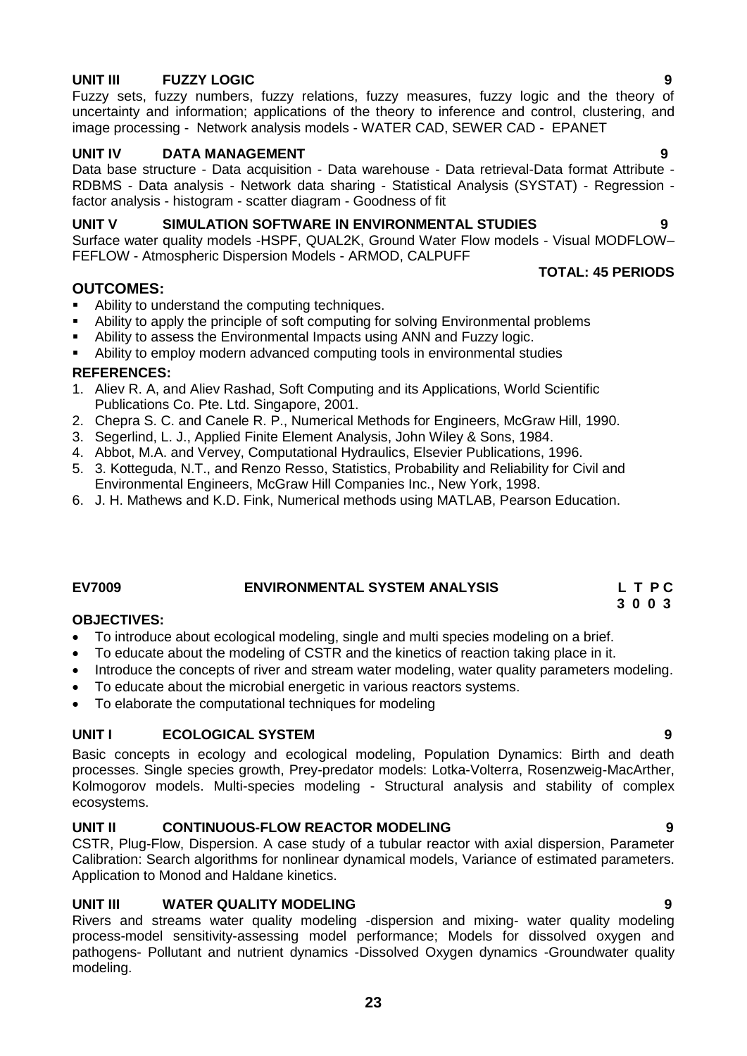### UNIT III FUZZY LOGIC 9

Fuzzy sets, fuzzy numbers, fuzzy relations, fuzzy measures, fuzzy logic and the theory of uncertainty and information; applications of the theory to inference and control, clustering, and image processing - Network analysis models - WATER CAD, SEWER CAD - EPANET

### UNIT IV DATA MANAGEMENT 9

Data base structure - Data acquisition - Data warehouse - Data retrieval-Data format Attribute - RDBMS - Data analysis - Network data sharing - Statistical Analysis (SYSTAT) - Regression - factor analysis - histogram - scatter diagram - Goodness of fit

### UNIT V SIMULATION SOFTWARE IN ENVIRONMENTAL STUDIES 9

Surface water quality models -HSPF, QUAL2K, Ground Water Flow models - Visual MODFLOW– FEFLOW - Atmospheric Dispersion Models - ARMOD, CALPUFF

**TOTAL: 45 PERIODS**

### OUTCOMES:

- Ability to understand the computing techniques.
- Ability to apply the principle of soft computing for solving Environmental problems
- Ability to assess the Environmental Impacts using ANN and Fuzzy logic.
- Ability to employ modern advanced computing tools in environmental studies

### REFERENCES:

1. Aliev R. A, and Aliev Rashad, Soft Computing and its Applications, World Scientific Publications Co. Pte. Ltd. Singapore, 2001.
2. Chepra S. C. and Canele R. P., Numerical Methods for Engineers, McGraw Hill, 1990.
3. Segerlind, L. J., Applied Finite Element Analysis, John Wiley & Sons, 1984.
4. Abbot, M.A. and Vervey, Computational Hydraulics, Elsevier Publications, 1996.
5. 3. Kotteguda, N.T., and Renzo Resso, Statistics, Probability and Reliability for Civil and Environmental Engineers, McGraw Hill Companies Inc., New York, 1998.
6. J. H. Mathews and K.D. Fink, Numerical methods using MATLAB, Pearson Education.

## EV7009 ENVIRONMENTAL SYSTEM ANALYSIS

**L T P C**
**3 0 0 3**

### OBJECTIVES:

- To introduce about ecological modeling, single and multi species modeling on a brief.
- To educate about the modeling of CSTR and the kinetics of reaction taking place in it.
- Introduce the concepts of river and stream water modeling, water quality parameters modeling.
- To educate about the microbial energetic in various reactors systems.
- To elaborate the computational techniques for modeling

### UNIT I ECOLOGICAL SYSTEM 9

Basic concepts in ecology and ecological modeling, Population Dynamics: Birth and death processes. Single species growth, Prey-predator models: Lotka-Volterra, Rosenzweig-MacArther, Kolmogorov models. Multi-species modeling - Structural analysis and stability of complex ecosystems.

### UNIT II CONTINUOUS-FLOW REACTOR MODELING 9

CSTR, Plug-Flow, Dispersion. A case study of a tubular reactor with axial dispersion, Parameter Calibration: Search algorithms for nonlinear dynamical models, Variance of estimated parameters. Application to Monod and Haldane kinetics.

### UNIT III WATER QUALITY MODELING 9

Rivers and streams water quality modeling -dispersion and mixing- water quality modeling process-model sensitivity-assessing model performance; Models for dissolved oxygen and pathogens- Pollutant and nutrient dynamics -Dissolved Oxygen dynamics -Groundwater quality modeling.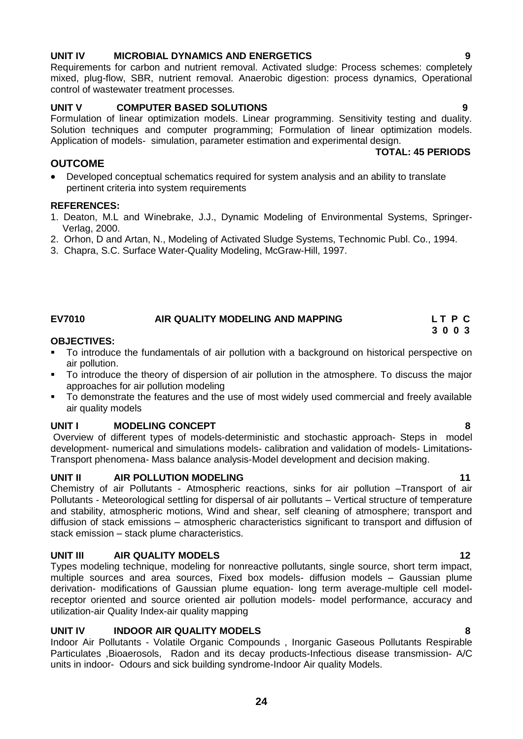**UNIT IV MICROBIAL DYNAMICS AND ENERGETICS 9**

Requirements for carbon and nutrient removal. Activated sludge: Process schemes: completely mixed, plug-flow, SBR, nutrient removal. Anaerobic digestion: process dynamics, Operational control of wastewater treatment processes.

**UNIT V COMPUTER BASED SOLUTIONS 9**

Formulation of linear optimization models. Linear programming. Sensitivity testing and duality. Solution techniques and computer programming; Formulation of linear optimization models. Application of models- simulation, parameter estimation and experimental design.

**TOTAL: 45 PERIODS**

## OUTCOME

- Developed conceptual schematics required for system analysis and an ability to translate pertinent criteria into system requirements

**REFERENCES:**

1. Deaton, M.L and Winebrake, J.J., Dynamic Modeling of Environmental Systems, Springer-Verlag, 2000.
2. Orhon, D and Artan, N., Modeling of Activated Sludge Systems, Technomic Publ. Co., 1994.
3. Chapra, S.C. Surface Water-Quality Modeling, McGraw-Hill, 1997.

## EV7010 AIR QUALITY MODELING AND MAPPING

| L | T | P | C |
|---|---|---|---|
| 3 | 0 | 0 | 3 |

**OBJECTIVES:**

- To introduce the fundamentals of air pollution with a background on historical perspective on air pollution.
- To introduce the theory of dispersion of air pollution in the atmosphere. To discuss the major approaches for air pollution modeling
- To demonstrate the features and the use of most widely used commercial and freely available air quality models

**UNIT I MODELING CONCEPT 8**

Overview of different types of models-deterministic and stochastic approach- Steps in model development- numerical and simulations models- calibration and validation of models- Limitations- Transport phenomena- Mass balance analysis-Model development and decision making.

**UNIT II AIR POLLUTION MODELING 11**

Chemistry of air Pollutants - Atmospheric reactions, sinks for air pollution –Transport of air Pollutants - Meteorological settling for dispersal of air pollutants – Vertical structure of temperature and stability, atmospheric motions, Wind and shear, self cleaning of atmosphere; transport and diffusion of stack emissions – atmospheric characteristics significant to transport and diffusion of stack emission – stack plume characteristics.

**UNIT III AIR QUALITY MODELS 12**

Types modeling technique, modeling for nonreactive pollutants, single source, short term impact, multiple sources and area sources, Fixed box models- diffusion models – Gaussian plume derivation- modifications of Gaussian plume equation- long term average-multiple cell model-receptor oriented and source oriented air pollution models- model performance, accuracy and utilization-air Quality Index-air quality mapping

**UNIT IV INDOOR AIR QUALITY MODELS 8**

Indoor Air Pollutants - Volatile Organic Compounds , Inorganic Gaseous Pollutants Respirable Particulates ,Bioaerosols, Radon and its decay products-Infectious disease transmission- A/C units in indoor- Odours and sick building syndrome-Indoor Air quality Models.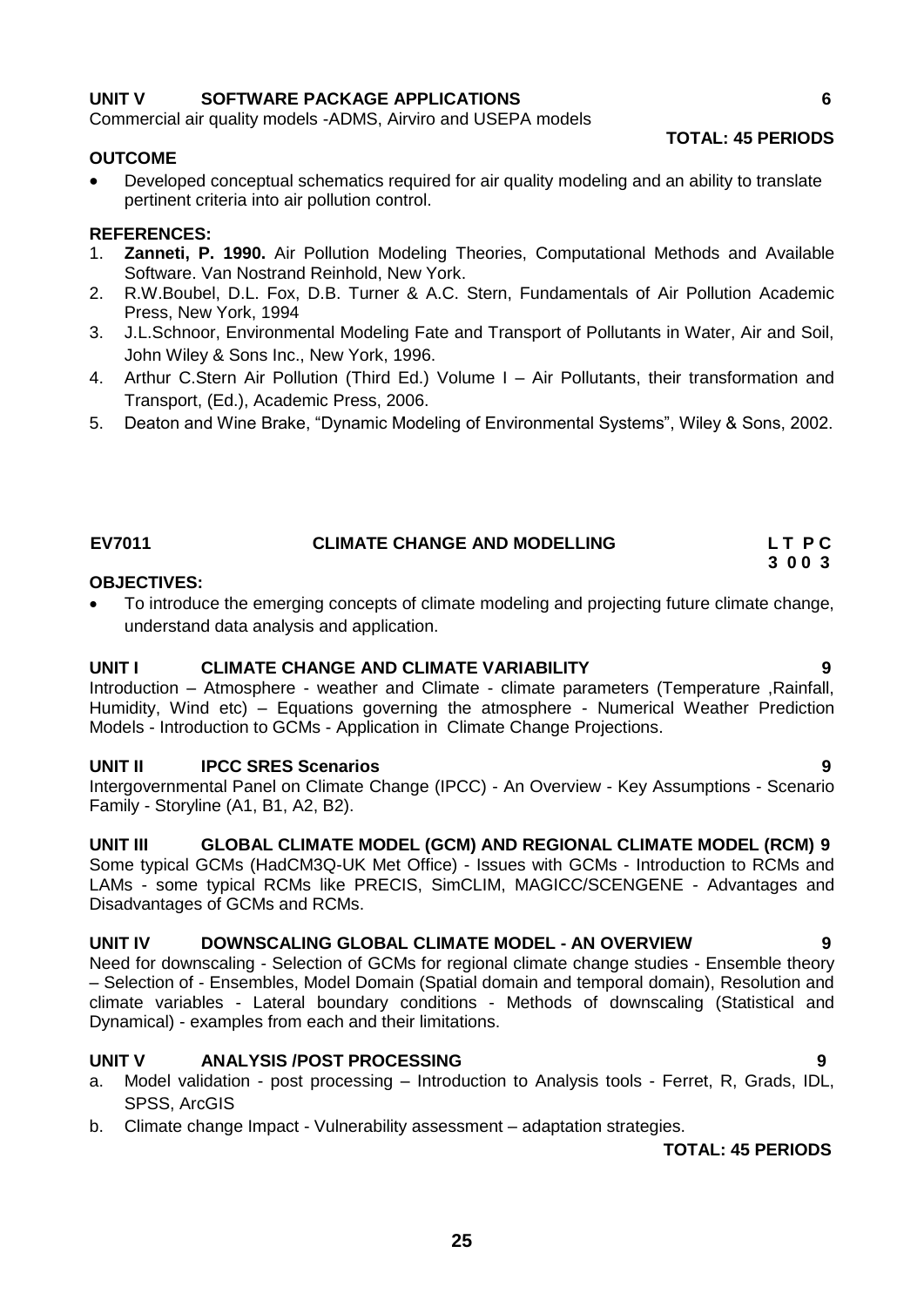**UNIT V SOFTWARE PACKAGE APPLICATIONS 6**

Commercial air quality models -ADMS, Airviro and USEPA models

**TOTAL: 45 PERIODS**

**OUTCOME**

- Developed conceptual schematics required for air quality modeling and an ability to translate pertinent criteria into air pollution control.

**REFERENCES:**

1. **Zanneti, P. 1990.** Air Pollution Modeling Theories, Computational Methods and Available Software. Van Nostrand Reinhold, New York.
2. R.W.Boubel, D.L. Fox, D.B. Turner & A.C. Stern, Fundamentals of Air Pollution Academic Press, New York, 1994
3. J.L.Schnoor, Environmental Modeling Fate and Transport of Pollutants in Water, Air and Soil, John Wiley & Sons Inc., New York, 1996.
4. Arthur C.Stern Air Pollution (Third Ed.) Volume I – Air Pollutants, their transformation and Transport, (Ed.), Academic Press, 2006.
5. Deaton and Wine Brake, "Dynamic Modeling of Environmental Systems", Wiley & Sons, 2002.

## EV7011 CLIMATE CHANGE AND MODELLING

**L T P C**
**3 0 0 3**

**OBJECTIVES:**

- To introduce the emerging concepts of climate modeling and projecting future climate change, understand data analysis and application.

**UNIT I CLIMATE CHANGE AND CLIMATE VARIABILITY 9**

Introduction – Atmosphere - weather and Climate - climate parameters (Temperature ,Rainfall, Humidity, Wind etc) – Equations governing the atmosphere - Numerical Weather Prediction Models - Introduction to GCMs - Application in Climate Change Projections.

**UNIT II IPCC SRES Scenarios 9**

Intergovernmental Panel on Climate Change (IPCC) - An Overview - Key Assumptions - Scenario Family - Storyline (A1, B1, A2, B2).

**UNIT III GLOBAL CLIMATE MODEL (GCM) AND REGIONAL CLIMATE MODEL (RCM) 9**

Some typical GCMs (HadCM3Q-UK Met Office) - Issues with GCMs - Introduction to RCMs and LAMs - some typical RCMs like PRECIS, SimCLIM, MAGICC/SCENGENE - Advantages and Disadvantages of GCMs and RCMs.

**UNIT IV DOWNSCALING GLOBAL CLIMATE MODEL - AN OVERVIEW 9**

Need for downscaling - Selection of GCMs for regional climate change studies - Ensemble theory – Selection of - Ensembles, Model Domain (Spatial domain and temporal domain), Resolution and climate variables - Lateral boundary conditions - Methods of downscaling (Statistical and Dynamical) - examples from each and their limitations.

**UNIT V ANALYSIS /POST PROCESSING 9**

a. Model validation - post processing – Introduction to Analysis tools - Ferret, R, Grads, IDL, SPSS, ArcGIS
b. Climate change Impact - Vulnerability assessment – adaptation strategies.

**TOTAL: 45 PERIODS**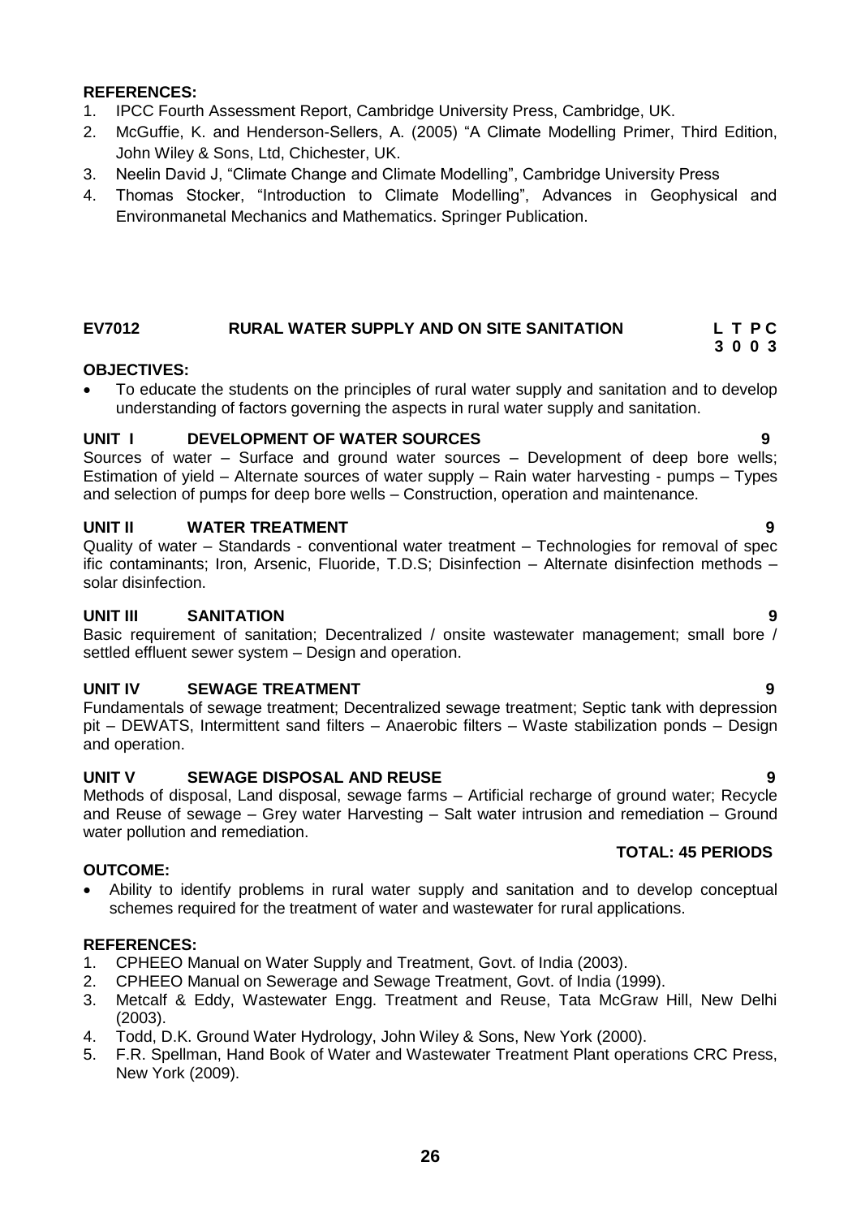**REFERENCES:**

1. IPCC Fourth Assessment Report, Cambridge University Press, Cambridge, UK.
2. McGuffie, K. and Henderson-Sellers, A. (2005) "A Climate Modelling Primer, Third Edition, John Wiley & Sons, Ltd, Chichester, UK.
3. Neelin David J, "Climate Change and Climate Modelling", Cambridge University Press
4. Thomas Stocker, "Introduction to Climate Modelling", Advances in Geophysical and Environmanetal Mechanics and Mathematics. Springer Publication.

## EV7012 RURAL WATER SUPPLY AND ON SITE SANITATION

| L | T | P | C |
|---|---|---|---|
| 3 | 0 | 0 | 3 |

**OBJECTIVES:**

- To educate the students on the principles of rural water supply and sanitation and to develop understanding of factors governing the aspects in rural water supply and sanitation.

**UNIT I DEVELOPMENT OF WATER SOURCES 9**

Sources of water – Surface and ground water sources – Development of deep bore wells; Estimation of yield – Alternate sources of water supply – Rain water harvesting - pumps – Types and selection of pumps for deep bore wells – Construction, operation and maintenance.

**UNIT II WATER TREATMENT 9**

Quality of water – Standards - conventional water treatment – Technologies for removal of spec ific contaminants; Iron, Arsenic, Fluoride, T.D.S; Disinfection – Alternate disinfection methods – solar disinfection.

**UNIT III SANITATION 9**

Basic requirement of sanitation; Decentralized / onsite wastewater management; small bore / settled effluent sewer system – Design and operation.

**UNIT IV SEWAGE TREATMENT 9**

Fundamentals of sewage treatment; Decentralized sewage treatment; Septic tank with depression pit – DEWATS, Intermittent sand filters – Anaerobic filters – Waste stabilization ponds – Design and operation.

**UNIT V SEWAGE DISPOSAL AND REUSE 9**

Methods of disposal, Land disposal, sewage farms – Artificial recharge of ground water; Recycle and Reuse of sewage – Grey water Harvesting – Salt water intrusion and remediation – Ground water pollution and remediation.

**TOTAL: 45 PERIODS**

**OUTCOME:**

- Ability to identify problems in rural water supply and sanitation and to develop conceptual schemes required for the treatment of water and wastewater for rural applications.

**REFERENCES:**

1. CPHEEO Manual on Water Supply and Treatment, Govt. of India (2003).
2. CPHEEO Manual on Sewerage and Sewage Treatment, Govt. of India (1999).
3. Metcalf & Eddy, Wastewater Engg. Treatment and Reuse, Tata McGraw Hill, New Delhi (2003).
4. Todd, D.K. Ground Water Hydrology, John Wiley & Sons, New York (2000).
5. F.R. Spellman, Hand Book of Water and Wastewater Treatment Plant operations CRC Press, New York (2009).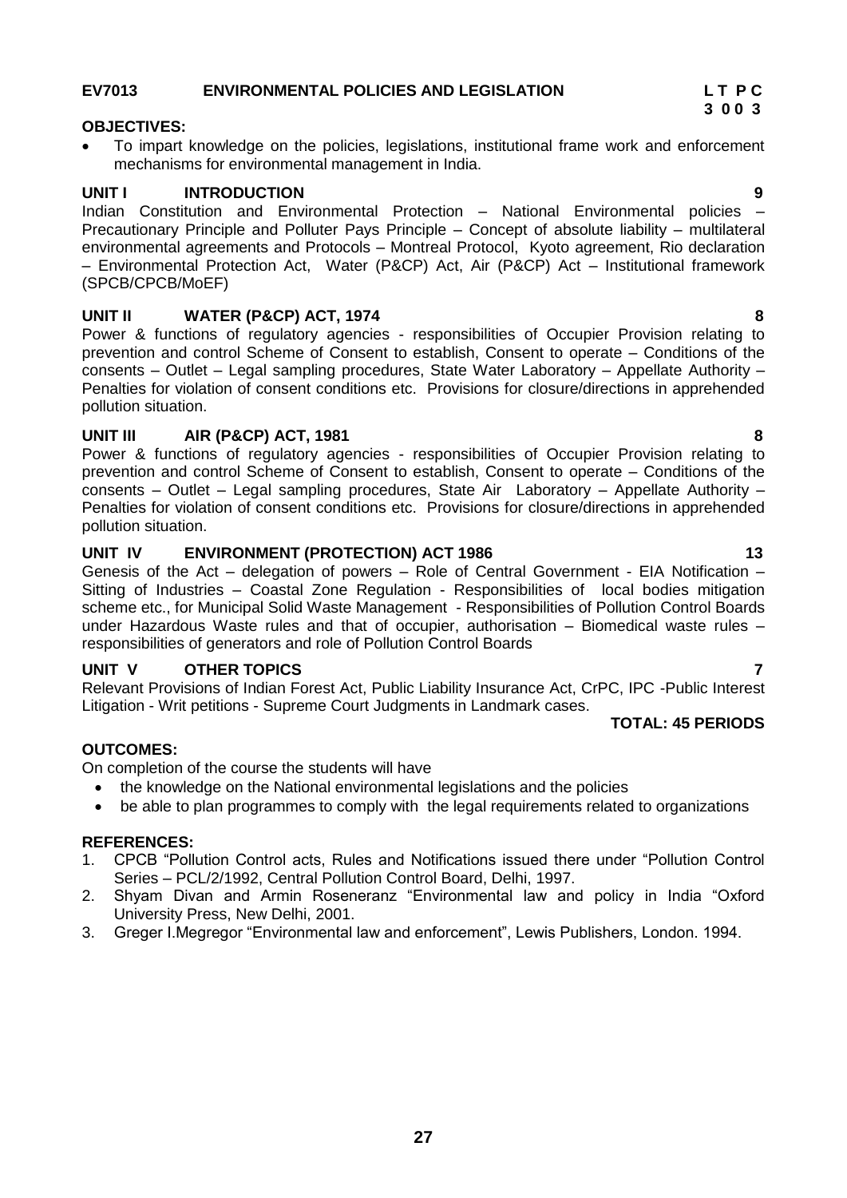## EV7013 ENVIRONMENTAL POLICIES AND LEGISLATION

**L T P C**
**3 0 0 3**

**OBJECTIVES:**

- To impart knowledge on the policies, legislations, institutional frame work and enforcement mechanisms for environmental management in India.

### UNIT I INTRODUCTION 9

Indian Constitution and Environmental Protection – National Environmental policies – Precautionary Principle and Polluter Pays Principle – Concept of absolute liability – multilateral environmental agreements and Protocols – Montreal Protocol, Kyoto agreement, Rio declaration – Environmental Protection Act, Water (P&CP) Act, Air (P&CP) Act – Institutional framework (SPCB/CPCB/MoEF)

### UNIT II WATER (P&CP) ACT, 1974 8

Power & functions of regulatory agencies - responsibilities of Occupier Provision relating to prevention and control Scheme of Consent to establish, Consent to operate – Conditions of the consents – Outlet – Legal sampling procedures, State Water Laboratory – Appellate Authority – Penalties for violation of consent conditions etc. Provisions for closure/directions in apprehended pollution situation.

### UNIT III AIR (P&CP) ACT, 1981 8

Power & functions of regulatory agencies - responsibilities of Occupier Provision relating to prevention and control Scheme of Consent to establish, Consent to operate – Conditions of the consents – Outlet – Legal sampling procedures, State Air Laboratory – Appellate Authority – Penalties for violation of consent conditions etc. Provisions for closure/directions in apprehended pollution situation.

### UNIT IV ENVIRONMENT (PROTECTION) ACT 1986 13

Genesis of the Act – delegation of powers – Role of Central Government - EIA Notification – Sitting of Industries – Coastal Zone Regulation - Responsibilities of local bodies mitigation scheme etc., for Municipal Solid Waste Management - Responsibilities of Pollution Control Boards under Hazardous Waste rules and that of occupier, authorisation – Biomedical waste rules – responsibilities of generators and role of Pollution Control Boards

### UNIT V OTHER TOPICS 7

Relevant Provisions of Indian Forest Act, Public Liability Insurance Act, CrPC, IPC -Public Interest Litigation - Writ petitions - Supreme Court Judgments in Landmark cases.

**TOTAL: 45 PERIODS**

**OUTCOMES:**

On completion of the course the students will have

- the knowledge on the National environmental legislations and the policies
- be able to plan programmes to comply with the legal requirements related to organizations

**REFERENCES:**

1. CPCB "Pollution Control acts, Rules and Notifications issued there under "Pollution Control Series – PCL/2/1992, Central Pollution Control Board, Delhi, 1997.
2. Shyam Divan and Armin Roseneranz "Environmental law and policy in India "Oxford University Press, New Delhi, 2001.
3. Greger I.Megregor "Environmental law and enforcement", Lewis Publishers, London. 1994.